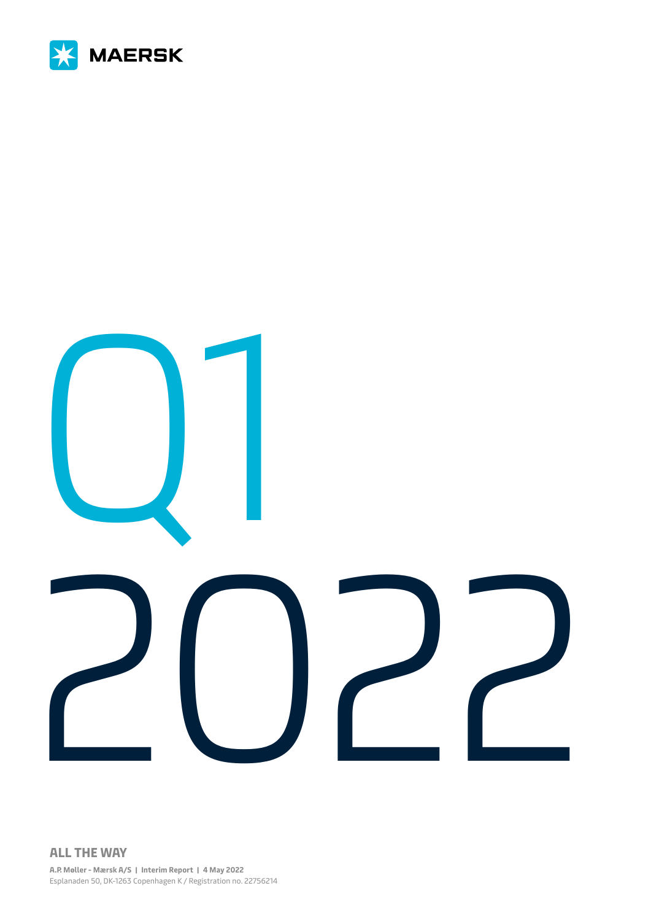MAERSK

# Q1 2022

**ALL THE WAY**

**A.P. Møller - Mærsk A/S | Interim Report | 4 May 2022**

Esplanaden 50, DK-1263 Copenhagen K / Registration no. 22756214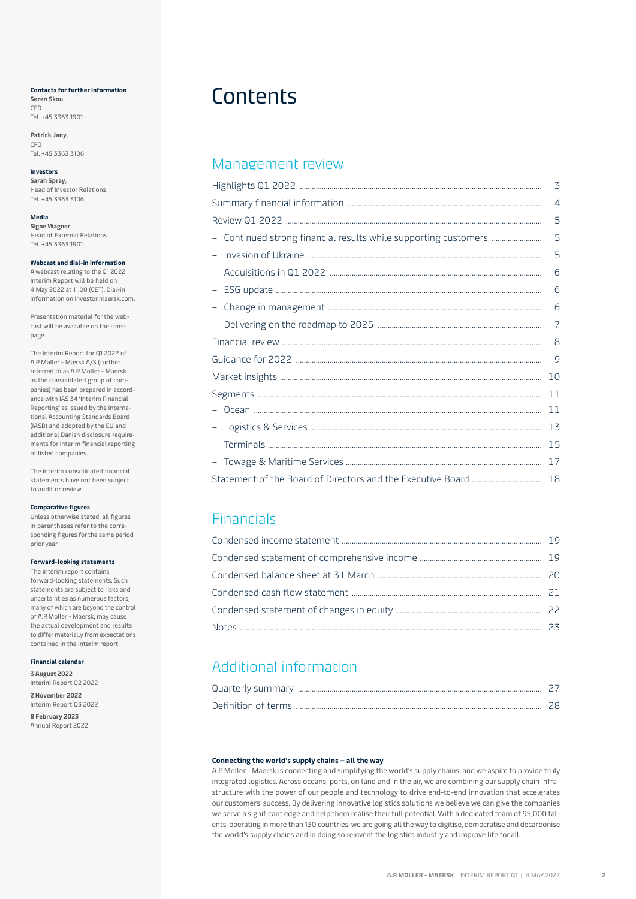# Contents

## Management review

| | |
|---|---|
| Highlights Q1 2022 | 3 |
| Summary financial information | 4 |
| Review Q1 2022 | 5 |
| – Continued strong financial results while supporting customers | 5 |
| – Invasion of Ukraine | 5 |
| – Acquisitions in Q1 2022 | 6 |
| – ESG update | 6 |
| – Change in management | 6 |
| – Delivering on the roadmap to 2025 | 7 |
| Financial review | 8 |
| Guidance for 2022 | 9 |
| Market insights | 10 |
| Segments | 11 |
| – Ocean | 11 |
| – Logistics & Services | 13 |
| – Terminals | 15 |
| – Towage & Maritime Services | 17 |
| Statement of the Board of Directors and the Executive Board | 18 |

## Financials

| | |
|---|---|
| Condensed income statement | 19 |
| Condensed statement of comprehensive income | 19 |
| Condensed balance sheet at 31 March | 20 |
| Condensed cash flow statement | 21 |
| Condensed statement of changes in equity | 22 |
| Notes | 23 |

## Additional information

| | |
|---|---|
| Quarterly summary | 27 |
| Definition of terms | 28 |

**Connecting the world's supply chains – all the way**

A.P. Moller - Maersk is connecting and simplifying the world's supply chains, and we aspire to provide truly integrated logistics. Across oceans, ports, on land and in the air, we are combining our supply chain infrastructure with the power of our people and technology to drive end-to-end innovation that accelerates our customers' success. By delivering innovative logistics solutions we believe we can give the companies we serve a significant edge and help them realise their full potential. With a dedicated team of 95,000 talents, operating in more than 130 countries, we are going all the way to digitise, democratise and decarbonise the world's supply chains and in doing so reinvent the logistics industry and improve life for all.

**Contacts for further information**

**Søren Skou**, CEO
Tel. +45 3363 1901

**Patrick Jany**, CFO
Tel. +45 3363 3106

**Investors**

**Sarah Spray**, Head of Investor Relations
Tel. +45 3363 3106

**Media**

**Signe Wagner**, Head of External Relations
Tel. +45 3363 1901

**Webcast and dial-in information**

A webcast relating to the Q1 2022 Interim Report will be held on 4 May 2022 at 11.00 (CET). Dial-in information on investor.maersk.com.

Presentation material for the webcast will be available on the same page.

The Interim Report for Q1 2022 of A.P. Møller - Mærsk A/S (further referred to as A.P. Moller - Maersk as the consolidated group of companies) has been prepared in accordance with IAS 34 'Interim Financial Reporting' as issued by the International Accounting Standards Board (IASB) and adopted by the EU and additional Danish disclosure requirements for interim financial reporting of listed companies.

The interim consolidated financial statements have not been subject to audit or review.

**Comparative figures**

Unless otherwise stated, all figures in parentheses refer to the corresponding figures for the same period prior year.

**Forward-looking statements**

The interim report contains forward-looking statements. Such statements are subject to risks and uncertainties as numerous factors, many of which are beyond the control of A.P. Moller - Maersk, may cause the actual development and results to differ materially from expectations contained in the interim report.

**Financial calendar**

**3 August 2022**
Interim Report Q2 2022

**2 November 2022**
Interim Report Q3 2022

**8 February 2023**
Annual Report 2022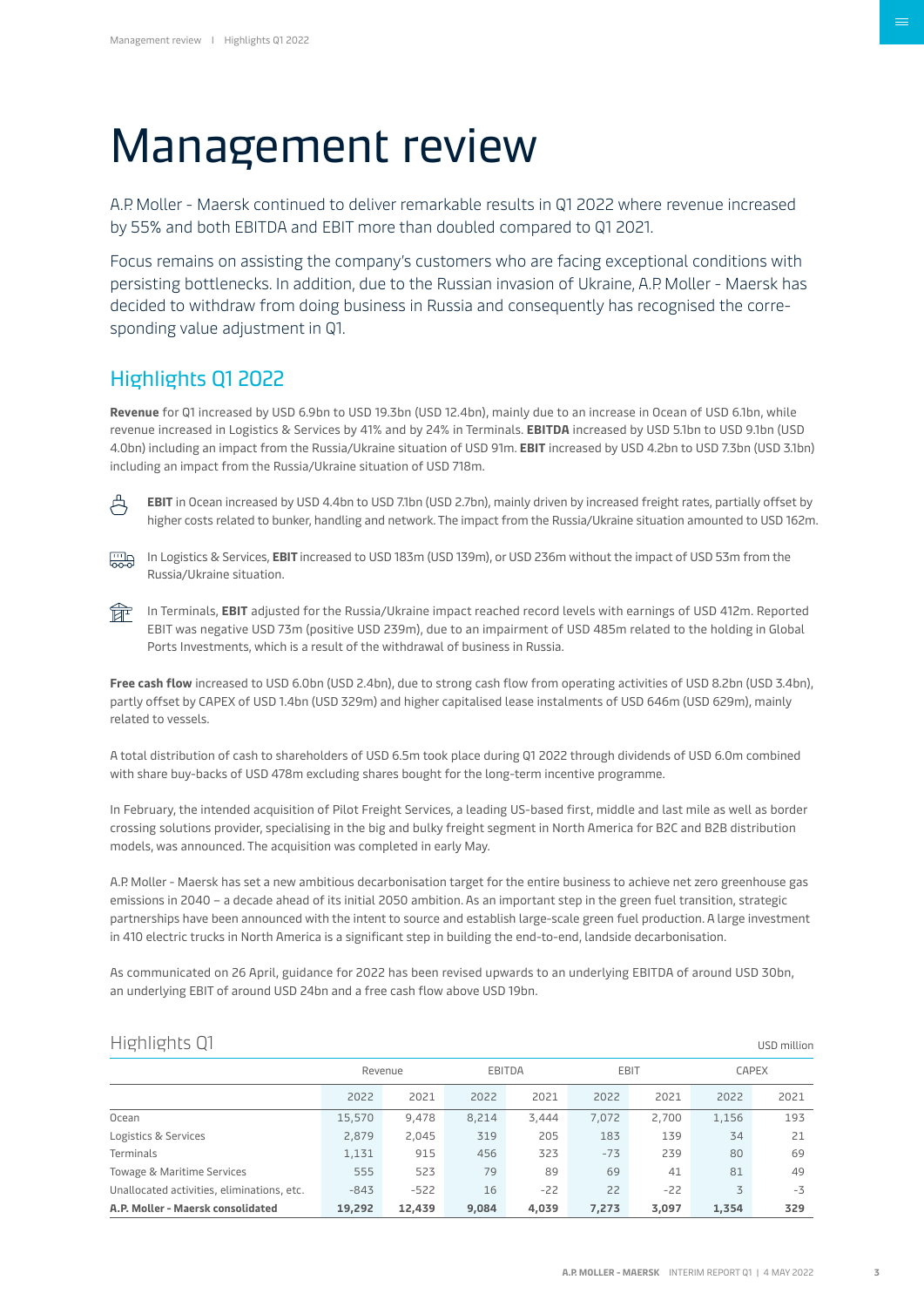# Management review

A.P. Moller - Maersk continued to deliver remarkable results in Q1 2022 where revenue increased by 55% and both EBITDA and EBIT more than doubled compared to Q1 2021.

Focus remains on assisting the company's customers who are facing exceptional conditions with persisting bottlenecks. In addition, due to the Russian invasion of Ukraine, A.P. Moller - Maersk has decided to withdraw from doing business in Russia and consequently has recognised the corresponding value adjustment in Q1.

## Highlights Q1 2022

**Revenue** for Q1 increased by USD 6.9bn to USD 19.3bn (USD 12.4bn), mainly due to an increase in Ocean of USD 6.1bn, while revenue increased in Logistics & Services by 41% and by 24% in Terminals. **EBITDA** increased by USD 5.1bn to USD 9.1bn (USD 4.0bn) including an impact from the Russia/Ukraine situation of USD 91m. **EBIT** increased by USD 4.2bn to USD 7.3bn (USD 3.1bn) including an impact from the Russia/Ukraine situation of USD 718m.

- **EBIT** in Ocean increased by USD 4.4bn to USD 7.1bn (USD 2.7bn), mainly driven by increased freight rates, partially offset by higher costs related to bunker, handling and network. The impact from the Russia/Ukraine situation amounted to USD 162m.
- In Logistics & Services, **EBIT** increased to USD 183m (USD 139m), or USD 236m without the impact of USD 53m from the Russia/Ukraine situation.
- In Terminals, **EBIT** adjusted for the Russia/Ukraine impact reached record levels with earnings of USD 412m. Reported EBIT was negative USD 73m (positive USD 239m), due to an impairment of USD 485m related to the holding in Global Ports Investments, which is a result of the withdrawal of business in Russia.

**Free cash flow** increased to USD 6.0bn (USD 2.4bn), due to strong cash flow from operating activities of USD 8.2bn (USD 3.4bn), partly offset by CAPEX of USD 1.4bn (USD 329m) and higher capitalised lease instalments of USD 646m (USD 629m), mainly related to vessels.

A total distribution of cash to shareholders of USD 6.5m took place during Q1 2022 through dividends of USD 6.0m combined with share buy-backs of USD 478m excluding shares bought for the long-term incentive programme.

In February, the intended acquisition of Pilot Freight Services, a leading US-based first, middle and last mile as well as border crossing solutions provider, specialising in the big and bulky freight segment in North America for B2C and B2B distribution models, was announced. The acquisition was completed in early May.

A.P. Moller - Maersk has set a new ambitious decarbonisation target for the entire business to achieve net zero greenhouse gas emissions in 2040 – a decade ahead of its initial 2050 ambition. As an important step in the green fuel transition, strategic partnerships have been announced with the intent to source and establish large-scale green fuel production. A large investment in 410 electric trucks in North America is a significant step in building the end-to-end, landside decarbonisation.

As communicated on 26 April, guidance for 2022 has been revised upwards to an underlying EBITDA of around USD 30bn, an underlying EBIT of around USD 24bn and a free cash flow above USD 19bn.

### Highlights Q1

USD million

| | Revenue | | EBITDA | | EBIT | | CAPEX | |
|---|---|---|---|---|---|---|---|---|
| | 2022 | 2021 | 2022 | 2021 | 2022 | 2021 | 2022 | 2021 |
| Ocean | 15,570 | 9,478 | 8,214 | 3,444 | 7,072 | 2,700 | 1,156 | 193 |
| Logistics & Services | 2,879 | 2,045 | 319 | 205 | 183 | 139 | 34 | 21 |
| Terminals | 1,131 | 915 | 456 | 323 | -73 | 239 | 80 | 69 |
| Towage & Maritime Services | 555 | 523 | 79 | 89 | 69 | 41 | 81 | 49 |
| Unallocated activities, eliminations, etc. | -843 | -522 | 16 | -22 | 22 | -22 | 3 | -3 |
| **A.P. Moller - Maersk consolidated** | **19,292** | **12,439** | **9,084** | **4,039** | **7,273** | **3,097** | **1,354** | **329** |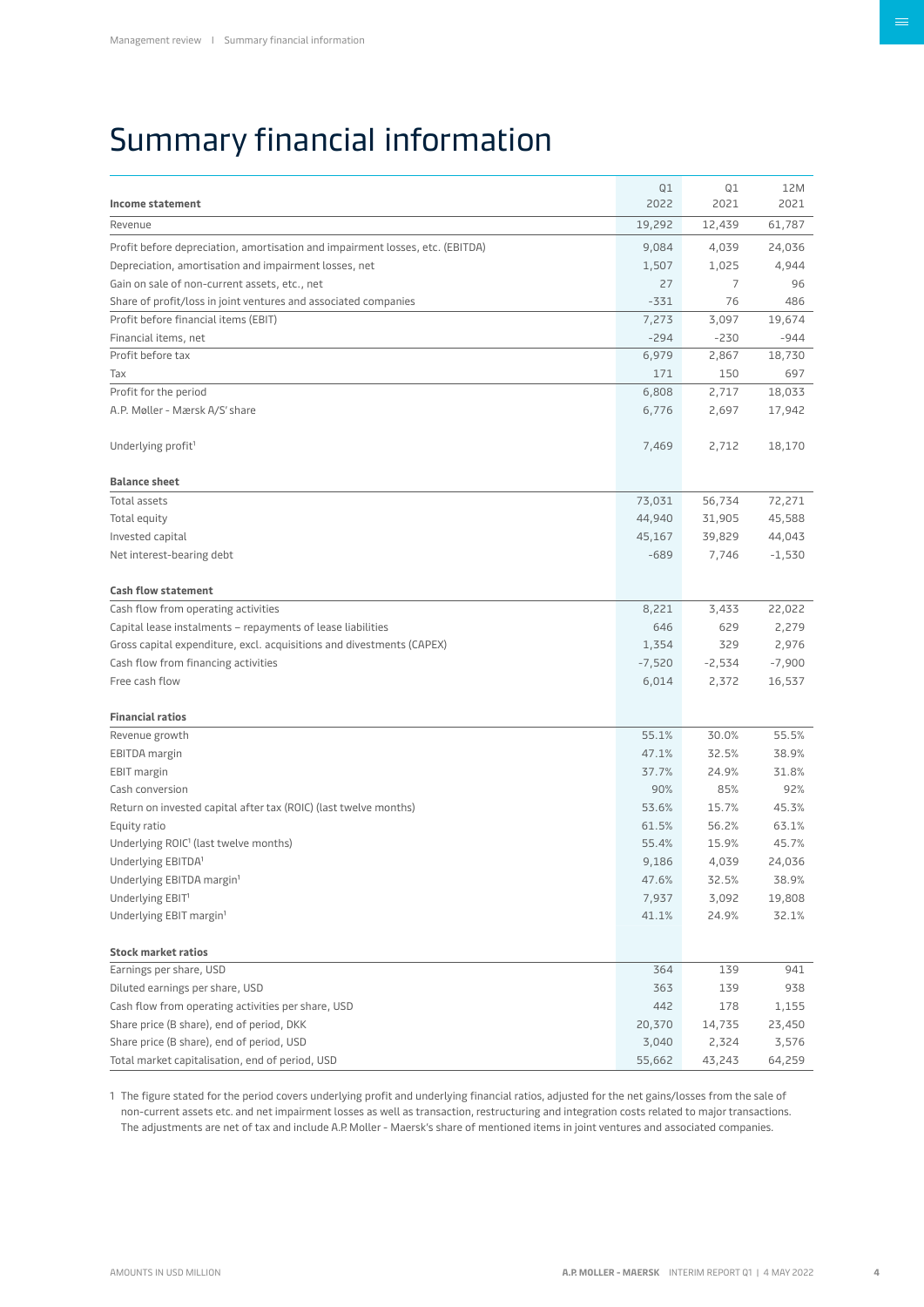# Summary financial information

| Income statement | Q1 2022 | Q1 2021 | 12M 2021 |
|---|---|---|---|
| Revenue | 19,292 | 12,439 | 61,787 |
| Profit before depreciation, amortisation and impairment losses, etc. (EBITDA) | 9,084 | 4,039 | 24,036 |
| Depreciation, amortisation and impairment losses, net | 1,507 | 1,025 | 4,944 |
| Gain on sale of non-current assets, etc., net | 27 | 7 | 96 |
| Share of profit/loss in joint ventures and associated companies | -331 | 76 | 486 |
| Profit before financial items (EBIT) | 7,273 | 3,097 | 19,674 |
| Financial items, net | -294 | -230 | -944 |
| Profit before tax | 6,979 | 2,867 | 18,730 |
| Tax | 171 | 150 | 697 |
| Profit for the period | 6,808 | 2,717 | 18,033 |
| A.P. Møller - Mærsk A/S' share | 6,776 | 2,697 | 17,942 |
| Underlying profit[1] | 7,469 | 2,712 | 18,170 |
| **Balance sheet** | | | |
| Total assets | 73,031 | 56,734 | 72,271 |
| Total equity | 44,940 | 31,905 | 45,588 |
| Invested capital | 45,167 | 39,829 | 44,043 |
| Net interest-bearing debt | -689 | 7,746 | -1,530 |
| **Cash flow statement** | | | |
| Cash flow from operating activities | 8,221 | 3,433 | 22,022 |
| Capital lease instalments – repayments of lease liabilities | 646 | 629 | 2,279 |
| Gross capital expenditure, excl. acquisitions and divestments (CAPEX) | 1,354 | 329 | 2,976 |
| Cash flow from financing activities | -7,520 | -2,534 | -7,900 |
| Free cash flow | 6,014 | 2,372 | 16,537 |
| **Financial ratios** | | | |
| Revenue growth | 55.1% | 30.0% | 55.5% |
| EBITDA margin | 47.1% | 32.5% | 38.9% |
| EBIT margin | 37.7% | 24.9% | 31.8% |
| Cash conversion | 90% | 85% | 92% |
| Return on invested capital after tax (ROIC) (last twelve months) | 53.6% | 15.7% | 45.3% |
| Equity ratio | 61.5% | 56.2% | 63.1% |
| Underlying ROIC[1] (last twelve months) | 55.4% | 15.9% | 45.7% |
| Underlying EBITDA[1] | 9,186 | 4,039 | 24,036 |
| Underlying EBITDA margin[1] | 47.6% | 32.5% | 38.9% |
| Underlying EBIT[1] | 7,937 | 3,092 | 19,808 |
| Underlying EBIT margin[1] | 41.1% | 24.9% | 32.1% |
| **Stock market ratios** | | | |
| Earnings per share, USD | 364 | 139 | 941 |
| Diluted earnings per share, USD | 363 | 139 | 938 |
| Cash flow from operating activities per share, USD | 442 | 178 | 1,155 |
| Share price (B share), end of period, DKK | 20,370 | 14,735 | 23,450 |
| Share price (B share), end of period, USD | 3,040 | 2,324 | 3,576 |
| Total market capitalisation, end of period, USD | 55,662 | 43,243 | 64,259 |

1 The figure stated for the period covers underlying profit and underlying financial ratios, adjusted for the net gains/losses from the sale of non-current assets etc. and net impairment losses as well as transaction, restructuring and integration costs related to major transactions. The adjustments are net of tax and include A.P. Moller - Maersk's share of mentioned items in joint ventures and associated companies.

AMOUNTS IN USD MILLION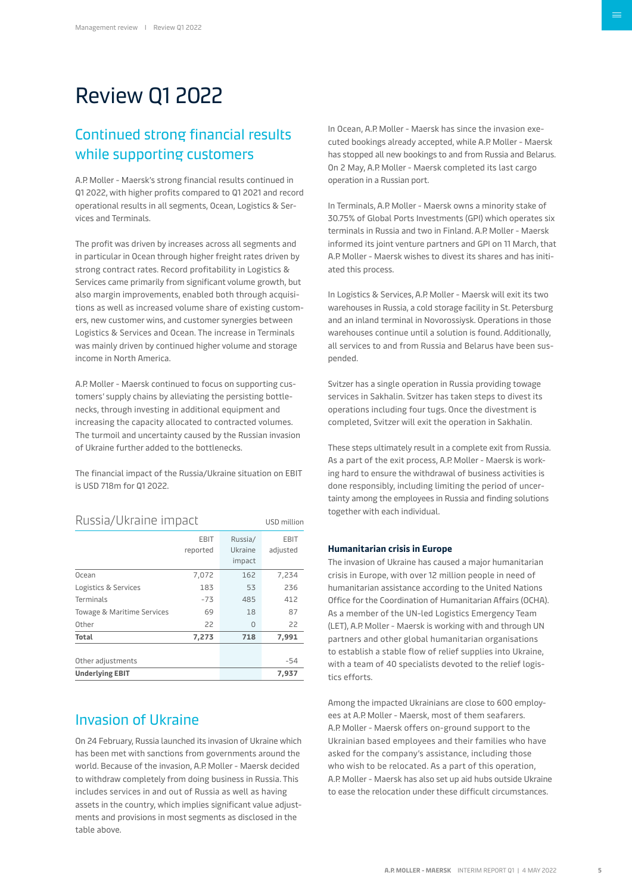# Review Q1 2022

## Continued strong financial results while supporting customers

A.P. Moller - Maersk's strong financial results continued in Q1 2022, with higher profits compared to Q1 2021 and record operational results in all segments, Ocean, Logistics & Services and Terminals.

The profit was driven by increases across all segments and in particular in Ocean through higher freight rates driven by strong contract rates. Record profitability in Logistics & Services came primarily from significant volume growth, but also margin improvements, enabled both through acquisitions as well as increased volume share of existing customers, new customer wins, and customer synergies between Logistics & Services and Ocean. The increase in Terminals was mainly driven by continued higher volume and storage income in North America.

A.P. Moller - Maersk continued to focus on supporting customers' supply chains by alleviating the persisting bottlenecks, through investing in additional equipment and increasing the capacity allocated to contracted volumes. The turmoil and uncertainty caused by the Russian invasion of Ukraine further added to the bottlenecks.

The financial impact of the Russia/Ukraine situation on EBIT is USD 718m for Q1 2022.

### Russia/Ukraine impact

USD million

| | EBIT reported | Russia/ Ukraine impact | EBIT adjusted |
|---|---|---|---|
| Ocean | 7,072 | 162 | 7,234 |
| Logistics & Services | 183 | 53 | 236 |
| Terminals | -73 | 485 | 412 |
| Towage & Maritime Services | 69 | 18 | 87 |
| Other | 22 | 0 | 22 |
| **Total** | **7,273** | **718** | **7,991** |
| | | | |
| Other adjustments | | | -54 |
| **Underlying EBIT** | | | **7,937** |

## Invasion of Ukraine

On 24 February, Russia launched its invasion of Ukraine which has been met with sanctions from governments around the world. Because of the invasion, A.P. Moller - Maersk decided to withdraw completely from doing business in Russia. This includes services in and out of Russia as well as having assets in the country, which implies significant value adjustments and provisions in most segments as disclosed in the table above.

In Ocean, A.P. Moller - Maersk has since the invasion executed bookings already accepted, while A.P. Moller - Maersk has stopped all new bookings to and from Russia and Belarus. On 2 May, A.P. Moller - Maersk completed its last cargo operation in a Russian port.

In Terminals, A.P. Moller - Maersk owns a minority stake of 30.75% of Global Ports Investments (GPI) which operates six terminals in Russia and two in Finland. A.P. Moller - Maersk informed its joint venture partners and GPI on 11 March, that A.P. Moller - Maersk wishes to divest its shares and has initiated this process.

In Logistics & Services, A.P. Moller - Maersk will exit its two warehouses in Russia, a cold storage facility in St. Petersburg and an inland terminal in Novorossiysk. Operations in those warehouses continue until a solution is found. Additionally, all services to and from Russia and Belarus have been suspended.

Svitzer has a single operation in Russia providing towage services in Sakhalin. Svitzer has taken steps to divest its operations including four tugs. Once the divestment is completed, Svitzer will exit the operation in Sakhalin.

These steps ultimately result in a complete exit from Russia. As a part of the exit process, A.P. Moller - Maersk is working hard to ensure the withdrawal of business activities is done responsibly, including limiting the period of uncertainty among the employees in Russia and finding solutions together with each individual.

### Humanitarian crisis in Europe

The invasion of Ukraine has caused a major humanitarian crisis in Europe, with over 12 million people in need of humanitarian assistance according to the United Nations Office for the Coordination of Humanitarian Affairs (OCHA). As a member of the UN-led Logistics Emergency Team (LET), A.P. Moller - Maersk is working with and through UN partners and other global humanitarian organisations to establish a stable flow of relief supplies into Ukraine, with a team of 40 specialists devoted to the relief logistics efforts.

Among the impacted Ukrainians are close to 600 employees at A.P. Moller - Maersk, most of them seafarers. A.P. Moller - Maersk offers on-ground support to the Ukrainian based employees and their families who have asked for the company's assistance, including those who wish to be relocated. As a part of this operation, A.P. Moller - Maersk has also set up aid hubs outside Ukraine to ease the relocation under these difficult circumstances.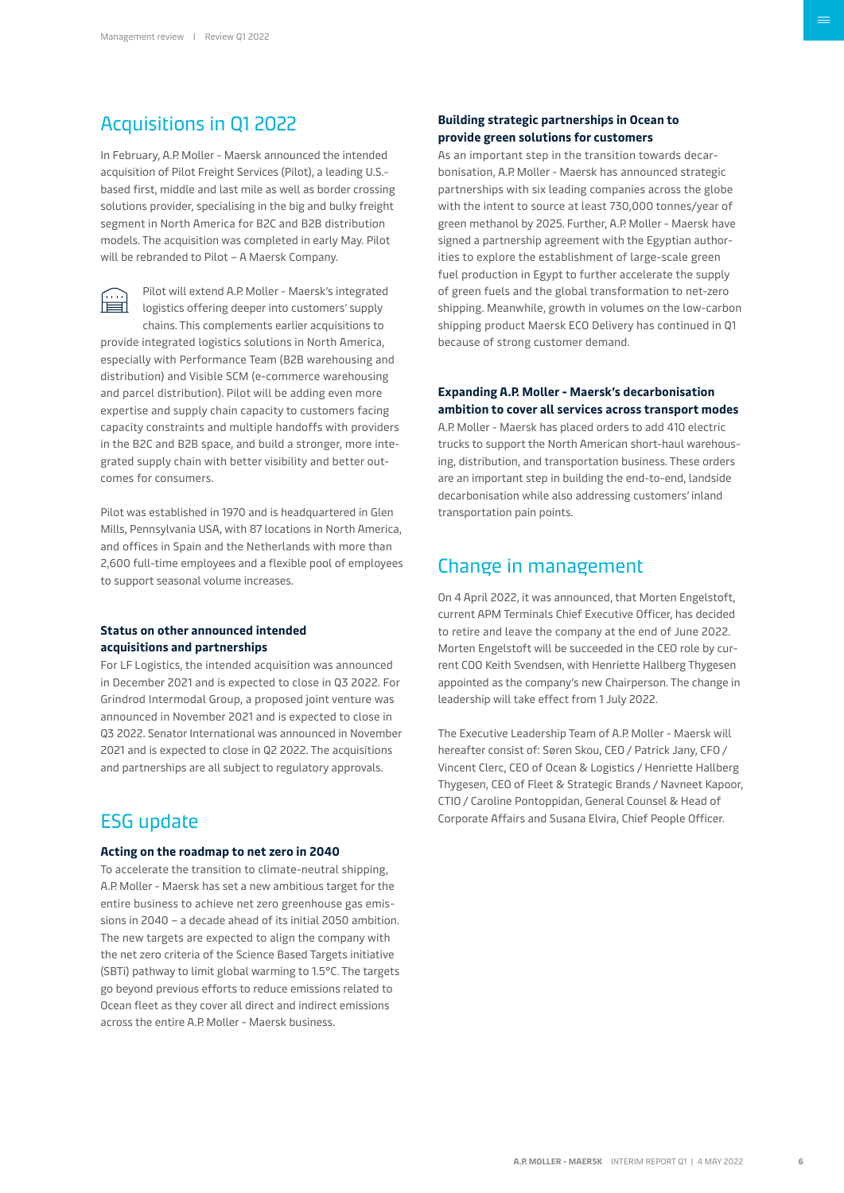## Acquisitions in Q1 2022

In February, A.P. Moller - Maersk announced the intended acquisition of Pilot Freight Services (Pilot), a leading U.S.-based first, middle and last mile as well as border crossing solutions provider, specialising in the big and bulky freight segment in North America for B2C and B2B distribution models. The acquisition was completed in early May. Pilot will be rebranded to Pilot – A Maersk Company.

Pilot will extend A.P. Moller - Maersk's integrated logistics offering deeper into customers' supply chains. This complements earlier acquisitions to provide integrated logistics solutions in North America, especially with Performance Team (B2B warehousing and distribution) and Visible SCM (e-commerce warehousing and parcel distribution). Pilot will be adding even more expertise and supply chain capacity to customers facing capacity constraints and multiple handoffs with providers in the B2C and B2B space, and build a stronger, more integrated supply chain with better visibility and better outcomes for consumers.

Pilot was established in 1970 and is headquartered in Glen Mills, Pennsylvania USA, with 87 locations in North America, and offices in Spain and the Netherlands with more than 2,600 full-time employees and a flexible pool of employees to support seasonal volume increases.

### Status on other announced intended acquisitions and partnerships

For LF Logistics, the intended acquisition was announced in December 2021 and is expected to close in Q3 2022. For Grindrod Intermodal Group, a proposed joint venture was announced in November 2021 and is expected to close in Q3 2022. Senator International was announced in November 2021 and is expected to close in Q2 2022. The acquisitions and partnerships are all subject to regulatory approvals.

## ESG update

### Acting on the roadmap to net zero in 2040

To accelerate the transition to climate-neutral shipping, A.P. Moller - Maersk has set a new ambitious target for the entire business to achieve net zero greenhouse gas emissions in 2040 – a decade ahead of its initial 2050 ambition. The new targets are expected to align the company with the net zero criteria of the Science Based Targets initiative (SBTi) pathway to limit global warming to 1.5°C. The targets go beyond previous efforts to reduce emissions related to Ocean fleet as they cover all direct and indirect emissions across the entire A.P. Moller - Maersk business.

### Building strategic partnerships in Ocean to provide green solutions for customers

As an important step in the transition towards decarbonisation, A.P. Moller - Maersk has announced strategic partnerships with six leading companies across the globe with the intent to source at least 730,000 tonnes/year of green methanol by 2025. Further, A.P. Moller - Maersk have signed a partnership agreement with the Egyptian authorities to explore the establishment of large-scale green fuel production in Egypt to further accelerate the supply of green fuels and the global transformation to net-zero shipping. Meanwhile, growth in volumes on the low-carbon shipping product Maersk ECO Delivery has continued in Q1 because of strong customer demand.

### Expanding A.P. Moller - Maersk's decarbonisation ambition to cover all services across transport modes

A.P. Moller - Maersk has placed orders to add 410 electric trucks to support the North American short-haul warehousing, distribution, and transportation business. These orders are an important step in building the end-to-end, landside decarbonisation while also addressing customers' inland transportation pain points.

## Change in management

On 4 April 2022, it was announced, that Morten Engelstoft, current APM Terminals Chief Executive Officer, has decided to retire and leave the company at the end of June 2022. Morten Engelstoft will be succeeded in the CEO role by current COO Keith Svendsen, with Henriette Hallberg Thygesen appointed as the company's new Chairperson. The change in leadership will take effect from 1 July 2022.

The Executive Leadership Team of A.P. Moller - Maersk will hereafter consist of: Søren Skou, CEO / Patrick Jany, CFO / Vincent Clerc, CEO of Ocean & Logistics / Henriette Hallberg Thygesen, CEO of Fleet & Strategic Brands / Navneet Kapoor, CTIO / Caroline Pontoppidan, General Counsel & Head of Corporate Affairs and Susana Elvira, Chief People Officer.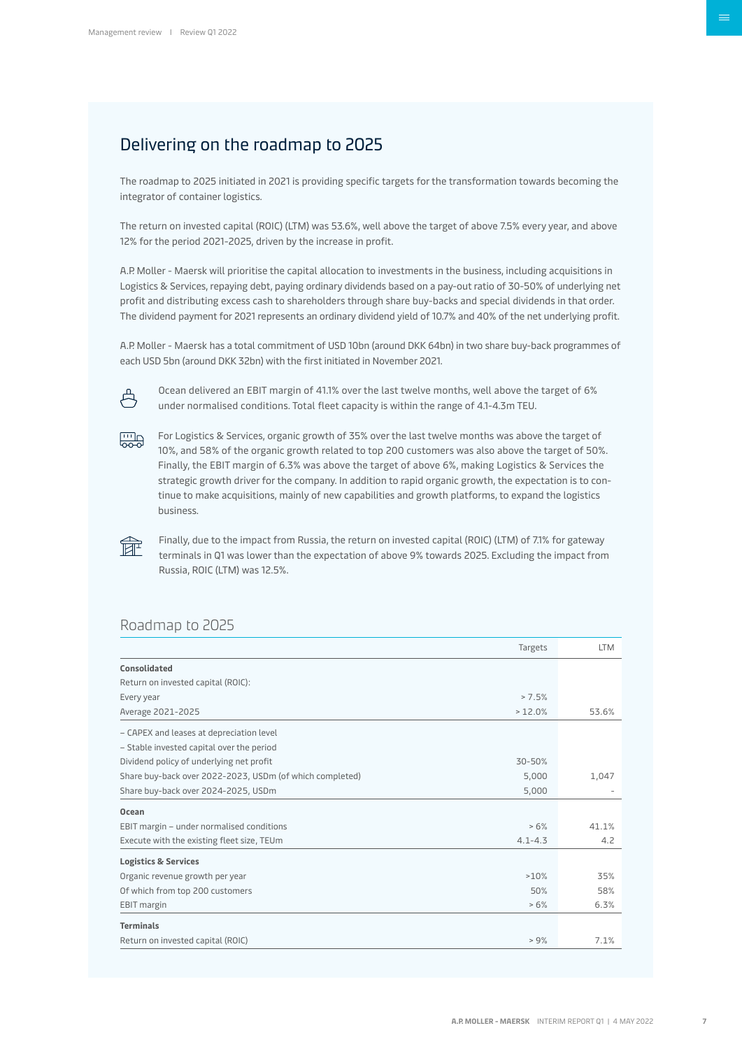## Delivering on the roadmap to 2025

The roadmap to 2025 initiated in 2021 is providing specific targets for the transformation towards becoming the integrator of container logistics.

The return on invested capital (ROIC) (LTM) was 53.6%, well above the target of above 7.5% every year, and above 12% for the period 2021-2025, driven by the increase in profit.

A.P. Moller - Maersk will prioritise the capital allocation to investments in the business, including acquisitions in Logistics & Services, repaying debt, paying ordinary dividends based on a pay-out ratio of 30-50% of underlying net profit and distributing excess cash to shareholders through share buy-backs and special dividends in that order. The dividend payment for 2021 represents an ordinary dividend yield of 10.7% and 40% of the net underlying profit.

A.P. Moller - Maersk has a total commitment of USD 10bn (around DKK 64bn) in two share buy-back programmes of each USD 5bn (around DKK 32bn) with the first initiated in November 2021.

Ocean delivered an EBIT margin of 41.1% over the last twelve months, well above the target of 6% under normalised conditions. Total fleet capacity is within the range of 4.1-4.3m TEU.

For Logistics & Services, organic growth of 35% over the last twelve months was above the target of 10%, and 58% of the organic growth related to top 200 customers was also above the target of 50%. Finally, the EBIT margin of 6.3% was above the target of above 6%, making Logistics & Services the strategic growth driver for the company. In addition to rapid organic growth, the expectation is to continue to make acquisitions, mainly of new capabilities and growth platforms, to expand the logistics business.

Finally, due to the impact from Russia, the return on invested capital (ROIC) (LTM) of 7.1% for gateway terminals in Q1 was lower than the expectation of above 9% towards 2025. Excluding the impact from Russia, ROIC (LTM) was 12.5%.

### Roadmap to 2025

| | Targets | LTM |
|---|---|---|
| **Consolidated** | | |
| Return on invested capital (ROIC): | | |
| Every year | > 7.5% | |
| Average 2021-2025 | > 12.0% | 53.6% |
| – CAPEX and leases at depreciation level | | |
| – Stable invested capital over the period | | |
| Dividend policy of underlying net profit | 30-50% | |
| Share buy-back over 2022-2023, USDm (of which completed) | 5,000 | 1,047 |
| Share buy-back over 2024-2025, USDm | 5,000 | - |
| **Ocean** | | |
| EBIT margin – under normalised conditions | > 6% | 41.1% |
| Execute with the existing fleet size, TEUm | 4.1-4.3 | 4.2 |
| **Logistics & Services** | | |
| Organic revenue growth per year | >10% | 35% |
| Of which from top 200 customers | 50% | 58% |
| EBIT margin | > 6% | 6.3% |
| **Terminals** | | |
| Return on invested capital (ROIC) | > 9% | 7.1% |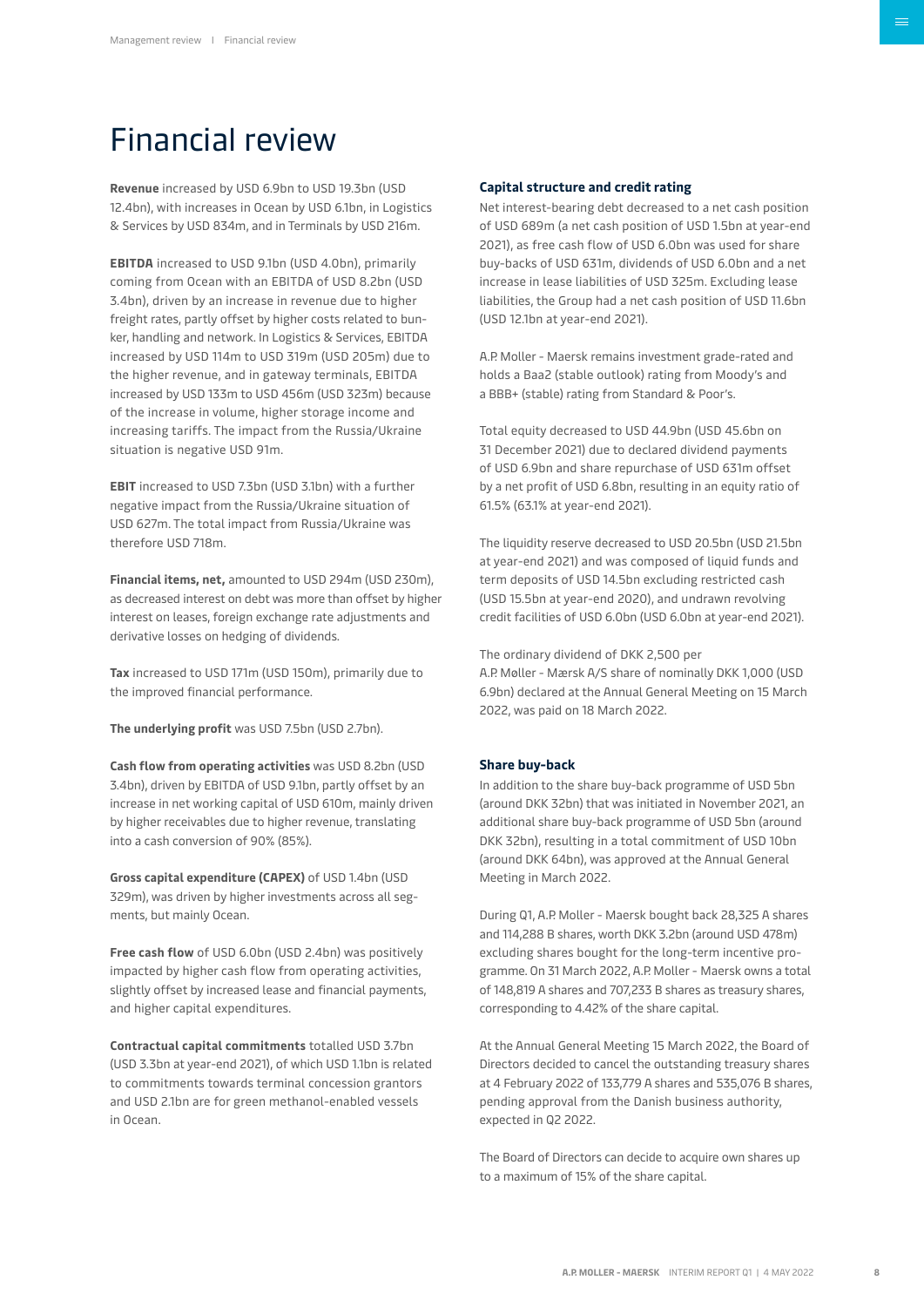# Financial review

**Revenue** increased by USD 6.9bn to USD 19.3bn (USD 12.4bn), with increases in Ocean by USD 6.1bn, in Logistics & Services by USD 834m, and in Terminals by USD 216m.

**EBITDA** increased to USD 9.1bn (USD 4.0bn), primarily coming from Ocean with an EBITDA of USD 8.2bn (USD 3.4bn), driven by an increase in revenue due to higher freight rates, partly offset by higher costs related to bunker, handling and network. In Logistics & Services, EBITDA increased by USD 114m to USD 319m (USD 205m) due to the higher revenue, and in gateway terminals, EBITDA increased by USD 133m to USD 456m (USD 323m) because of the increase in volume, higher storage income and increasing tariffs. The impact from the Russia/Ukraine situation is negative USD 91m.

**EBIT** increased to USD 7.3bn (USD 3.1bn) with a further negative impact from the Russia/Ukraine situation of USD 627m. The total impact from Russia/Ukraine was therefore USD 718m.

**Financial items, net,** amounted to USD 294m (USD 230m), as decreased interest on debt was more than offset by higher interest on leases, foreign exchange rate adjustments and derivative losses on hedging of dividends.

**Tax** increased to USD 171m (USD 150m), primarily due to the improved financial performance.

**The underlying profit** was USD 7.5bn (USD 2.7bn).

**Cash flow from operating activities** was USD 8.2bn (USD 3.4bn), driven by EBITDA of USD 9.1bn, partly offset by an increase in net working capital of USD 610m, mainly driven by higher receivables due to higher revenue, translating into a cash conversion of 90% (85%).

**Gross capital expenditure (CAPEX)** of USD 1.4bn (USD 329m), was driven by higher investments across all segments, but mainly Ocean.

**Free cash flow** of USD 6.0bn (USD 2.4bn) was positively impacted by higher cash flow from operating activities, slightly offset by increased lease and financial payments, and higher capital expenditures.

**Contractual capital commitments** totalled USD 3.7bn (USD 3.3bn at year-end 2021), of which USD 1.1bn is related to commitments towards terminal concession grantors and USD 2.1bn are for green methanol-enabled vessels in Ocean.

### Capital structure and credit rating

Net interest-bearing debt decreased to a net cash position of USD 689m (a net cash position of USD 1.5bn at year-end 2021), as free cash flow of USD 6.0bn was used for share buy-backs of USD 631m, dividends of USD 6.0bn and a net increase in lease liabilities of USD 325m. Excluding lease liabilities, the Group had a net cash position of USD 11.6bn (USD 12.1bn at year-end 2021).

A.P. Moller - Maersk remains investment grade-rated and holds a Baa2 (stable outlook) rating from Moody's and a BBB+ (stable) rating from Standard & Poor's.

Total equity decreased to USD 44.9bn (USD 45.6bn on 31 December 2021) due to declared dividend payments of USD 6.9bn and share repurchase of USD 631m offset by a net profit of USD 6.8bn, resulting in an equity ratio of 61.5% (63.1% at year-end 2021).

The liquidity reserve decreased to USD 20.5bn (USD 21.5bn at year-end 2021) and was composed of liquid funds and term deposits of USD 14.5bn excluding restricted cash (USD 15.5bn at year-end 2020), and undrawn revolving credit facilities of USD 6.0bn (USD 6.0bn at year-end 2021).

The ordinary dividend of DKK 2,500 per A.P. Møller - Mærsk A/S share of nominally DKK 1,000 (USD 6.9bn) declared at the Annual General Meeting on 15 March 2022, was paid on 18 March 2022.

### Share buy-back

In addition to the share buy-back programme of USD 5bn (around DKK 32bn) that was initiated in November 2021, an additional share buy-back programme of USD 5bn (around DKK 32bn), resulting in a total commitment of USD 10bn (around DKK 64bn), was approved at the Annual General Meeting in March 2022.

During Q1, A.P. Moller - Maersk bought back 28,325 A shares and 114,288 B shares, worth DKK 3.2bn (around USD 478m) excluding shares bought for the long-term incentive programme. On 31 March 2022, A.P. Moller - Maersk owns a total of 148,819 A shares and 707,233 B shares as treasury shares, corresponding to 4.42% of the share capital.

At the Annual General Meeting 15 March 2022, the Board of Directors decided to cancel the outstanding treasury shares at 4 February 2022 of 133,779 A shares and 535,076 B shares, pending approval from the Danish business authority, expected in Q2 2022.

The Board of Directors can decide to acquire own shares up to a maximum of 15% of the share capital.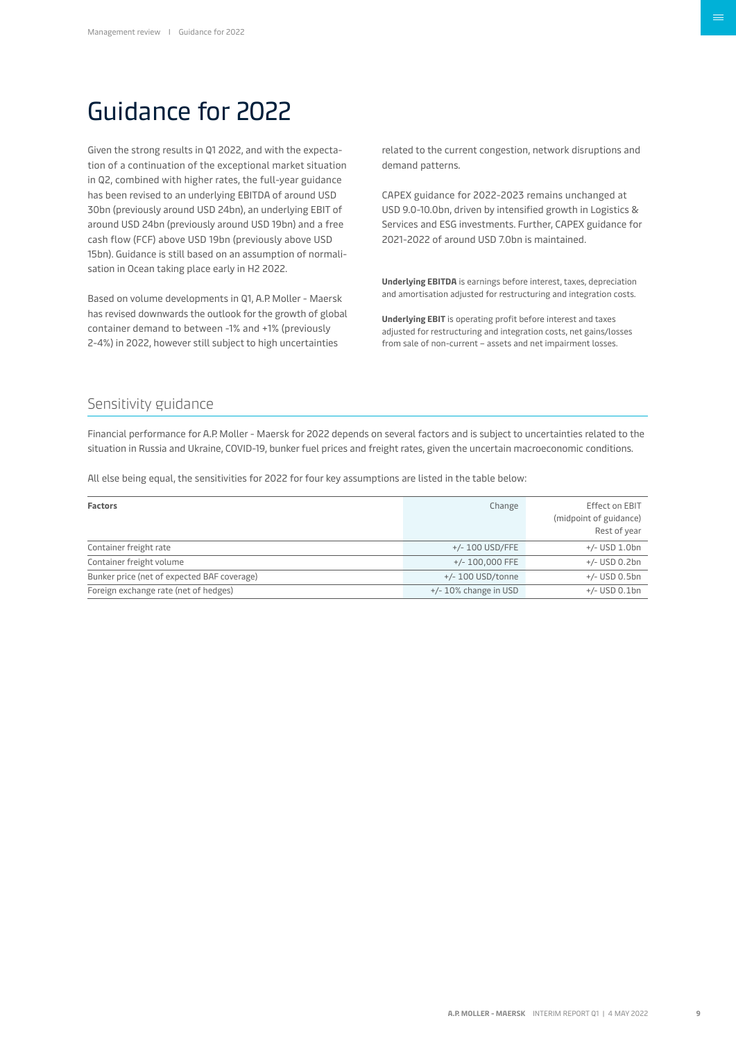# Guidance for 2022

Given the strong results in Q1 2022, and with the expectation of a continuation of the exceptional market situation in Q2, combined with higher rates, the full-year guidance has been revised to an underlying EBITDA of around USD 30bn (previously around USD 24bn), an underlying EBIT of around USD 24bn (previously around USD 19bn) and a free cash flow (FCF) above USD 19bn (previously above USD 15bn). Guidance is still based on an assumption of normalisation in Ocean taking place early in H2 2022.

Based on volume developments in Q1, A.P. Moller - Maersk has revised downwards the outlook for the growth of global container demand to between -1% and +1% (previously 2-4%) in 2022, however still subject to high uncertainties related to the current congestion, network disruptions and demand patterns.

CAPEX guidance for 2022-2023 remains unchanged at USD 9.0-10.0bn, driven by intensified growth in Logistics & Services and ESG investments. Further, CAPEX guidance for 2021-2022 of around USD 7.0bn is maintained.

**Underlying EBITDA** is earnings before interest, taxes, depreciation and amortisation adjusted for restructuring and integration costs.

**Underlying EBIT** is operating profit before interest and taxes adjusted for restructuring and integration costs, net gains/losses from sale of non-current – assets and net impairment losses.

## Sensitivity guidance

Financial performance for A.P. Moller - Maersk for 2022 depends on several factors and is subject to uncertainties related to the situation in Russia and Ukraine, COVID-19, bunker fuel prices and freight rates, given the uncertain macroeconomic conditions.

All else being equal, the sensitivities for 2022 for four key assumptions are listed in the table below:

| **Factors** | Change | Effect on EBIT (midpoint of guidance) Rest of year |
|---|---|---|
| Container freight rate | +/- 100 USD/FFE | +/- USD 1.0bn |
| Container freight volume | +/- 100,000 FFE | +/- USD 0.2bn |
| Bunker price (net of expected BAF coverage) | +/- 100 USD/tonne | +/- USD 0.5bn |
| Foreign exchange rate (net of hedges) | +/- 10% change in USD | +/- USD 0.1bn |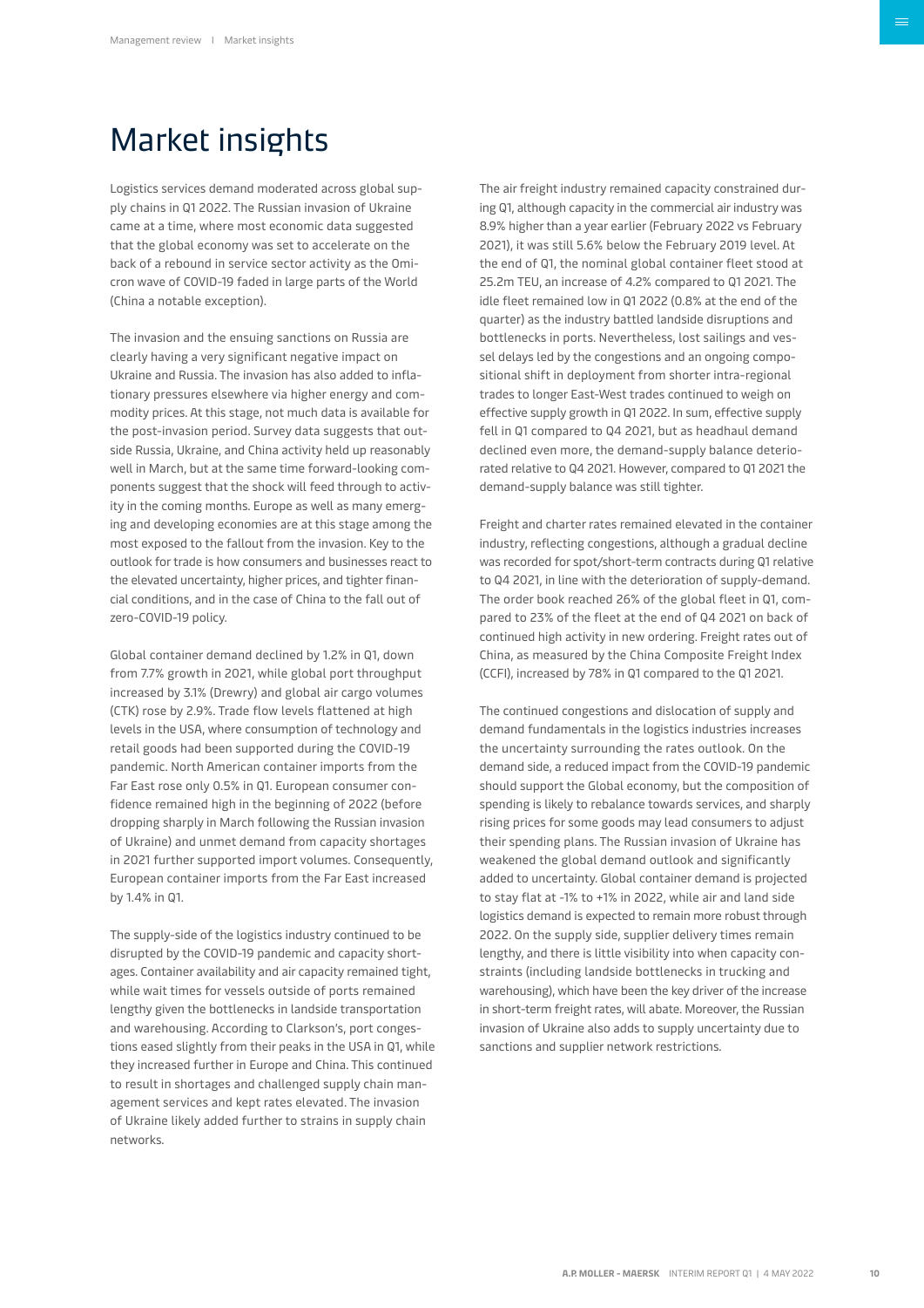# Market insights

Logistics services demand moderated across global supply chains in Q1 2022. The Russian invasion of Ukraine came at a time, where most economic data suggested that the global economy was set to accelerate on the back of a rebound in service sector activity as the Omicron wave of COVID-19 faded in large parts of the World (China a notable exception).

The invasion and the ensuing sanctions on Russia are clearly having a very significant negative impact on Ukraine and Russia. The invasion has also added to inflationary pressures elsewhere via higher energy and commodity prices. At this stage, not much data is available for the post-invasion period. Survey data suggests that outside Russia, Ukraine, and China activity held up reasonably well in March, but at the same time forward-looking components suggest that the shock will feed through to activity in the coming months. Europe as well as many emerging and developing economies are at this stage among the most exposed to the fallout from the invasion. Key to the outlook for trade is how consumers and businesses react to the elevated uncertainty, higher prices, and tighter financial conditions, and in the case of China to the fall out of zero-COVID-19 policy.

Global container demand declined by 1.2% in Q1, down from 7.7% growth in 2021, while global port throughput increased by 3.1% (Drewry) and global air cargo volumes (CTK) rose by 2.9%. Trade flow levels flattened at high levels in the USA, where consumption of technology and retail goods had been supported during the COVID-19 pandemic. North American container imports from the Far East rose only 0.5% in Q1. European consumer confidence remained high in the beginning of 2022 (before dropping sharply in March following the Russian invasion of Ukraine) and unmet demand from capacity shortages in 2021 further supported import volumes. Consequently, European container imports from the Far East increased by 1.4% in Q1.

The supply-side of the logistics industry continued to be disrupted by the COVID-19 pandemic and capacity shortages. Container availability and air capacity remained tight, while wait times for vessels outside of ports remained lengthy given the bottlenecks in landside transportation and warehousing. According to Clarkson's, port congestions eased slightly from their peaks in the USA in Q1, while they increased further in Europe and China. This continued to result in shortages and challenged supply chain management services and kept rates elevated. The invasion of Ukraine likely added further to strains in supply chain networks.

The air freight industry remained capacity constrained during Q1, although capacity in the commercial air industry was 8.9% higher than a year earlier (February 2022 vs February 2021), it was still 5.6% below the February 2019 level. At the end of Q1, the nominal global container fleet stood at 25.2m TEU, an increase of 4.2% compared to Q1 2021. The idle fleet remained low in Q1 2022 (0.8% at the end of the quarter) as the industry battled landside disruptions and bottlenecks in ports. Nevertheless, lost sailings and vessel delays led by the congestions and an ongoing compositional shift in deployment from shorter intra-regional trades to longer East-West trades continued to weigh on effective supply growth in Q1 2022. In sum, effective supply fell in Q1 compared to Q4 2021, but as headhaul demand declined even more, the demand-supply balance deteriorated relative to Q4 2021. However, compared to Q1 2021 the demand-supply balance was still tighter.

Freight and charter rates remained elevated in the container industry, reflecting congestions, although a gradual decline was recorded for spot/short-term contracts during Q1 relative to Q4 2021, in line with the deterioration of supply-demand. The order book reached 26% of the global fleet in Q1, compared to 23% of the fleet at the end of Q4 2021 on back of continued high activity in new ordering. Freight rates out of China, as measured by the China Composite Freight Index (CCFI), increased by 78% in Q1 compared to the Q1 2021.

The continued congestions and dislocation of supply and demand fundamentals in the logistics industries increases the uncertainty surrounding the rates outlook. On the demand side, a reduced impact from the COVID-19 pandemic should support the Global economy, but the composition of spending is likely to rebalance towards services, and sharply rising prices for some goods may lead consumers to adjust their spending plans. The Russian invasion of Ukraine has weakened the global demand outlook and significantly added to uncertainty. Global container demand is projected to stay flat at -1% to +1% in 2022, while air and land side logistics demand is expected to remain more robust through 2022. On the supply side, supplier delivery times remain lengthy, and there is little visibility into when capacity constraints (including landside bottlenecks in trucking and warehousing), which have been the key driver of the increase in short-term freight rates, will abate. Moreover, the Russian invasion of Ukraine also adds to supply uncertainty due to sanctions and supplier network restrictions.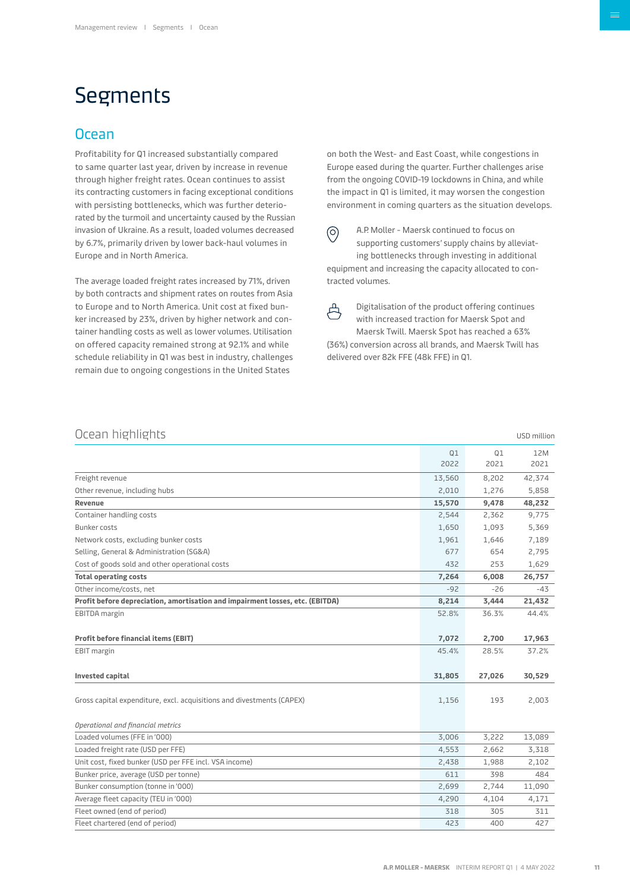# Segments

## Ocean

Profitability for Q1 increased substantially compared to same quarter last year, driven by increase in revenue through higher freight rates. Ocean continues to assist its contracting customers in facing exceptional conditions with persisting bottlenecks, which was further deteriorated by the turmoil and uncertainty caused by the Russian invasion of Ukraine. As a result, loaded volumes decreased by 6.7%, primarily driven by lower back-haul volumes in Europe and in North America.

The average loaded freight rates increased by 71%, driven by both contracts and shipment rates on routes from Asia to Europe and to North America. Unit cost at fixed bunker increased by 23%, driven by higher network and container handling costs as well as lower volumes. Utilisation on offered capacity remained strong at 92.1% and while schedule reliability in Q1 was best in industry, challenges remain due to ongoing congestions in the United States on both the West- and East Coast, while congestions in Europe eased during the quarter. Further challenges arise from the ongoing COVID-19 lockdowns in China, and while the impact in Q1 is limited, it may worsen the congestion environment in coming quarters as the situation develops.

A.P. Moller - Maersk continued to focus on supporting customers' supply chains by alleviating bottlenecks through investing in additional equipment and increasing the capacity allocated to contracted volumes.

Digitalisation of the product offering continues with increased traction for Maersk Spot and Maersk Twill. Maersk Spot has reached a 63% (36%) conversion across all brands, and Maersk Twill has delivered over 82k FFE (48k FFE) in Q1.

### Ocean highlights

USD million

| | Q1 2022 | Q1 2021 | 12M 2021 |
|---|---|---|---|
| Freight revenue | 13,560 | 8,202 | 42,374 |
| Other revenue, including hubs | 2,010 | 1,276 | 5,858 |
| **Revenue** | **15,570** | **9,478** | **48,232** |
| Container handling costs | 2,544 | 2,362 | 9,775 |
| Bunker costs | 1,650 | 1,093 | 5,369 |
| Network costs, excluding bunker costs | 1,961 | 1,646 | 7,189 |
| Selling, General & Administration (SG&A) | 677 | 654 | 2,795 |
| Cost of goods sold and other operational costs | 432 | 253 | 1,629 |
| **Total operating costs** | **7,264** | **6,008** | **26,757** |
| Other income/costs, net | -92 | -26 | -43 |
| **Profit before depreciation, amortisation and impairment losses, etc. (EBITDA)** | **8,214** | **3,444** | **21,432** |
| EBITDA margin | 52.8% | 36.3% | 44.4% |
| **Profit before financial items (EBIT)** | **7,072** | **2,700** | **17,963** |
| EBIT margin | 45.4% | 28.5% | 37.2% |
| **Invested capital** | **31,805** | **27,026** | **30,529** |
| Gross capital expenditure, excl. acquisitions and divestments (CAPEX) | 1,156 | 193 | 2,003 |
| *Operational and financial metrics* | | | |
| Loaded volumes (FFE in '000) | 3,006 | 3,222 | 13,089 |
| Loaded freight rate (USD per FFE) | 4,553 | 2,662 | 3,318 |
| Unit cost, fixed bunker (USD per FFE incl. VSA income) | 2,438 | 1,988 | 2,102 |
| Bunker price, average (USD per tonne) | 611 | 398 | 484 |
| Bunker consumption (tonne in '000) | 2,699 | 2,744 | 11,090 |
| Average fleet capacity (TEU in '000) | 4,290 | 4,104 | 4,171 |
| Fleet owned (end of period) | 318 | 305 | 311 |
| Fleet chartered (end of period) | 423 | 400 | 427 |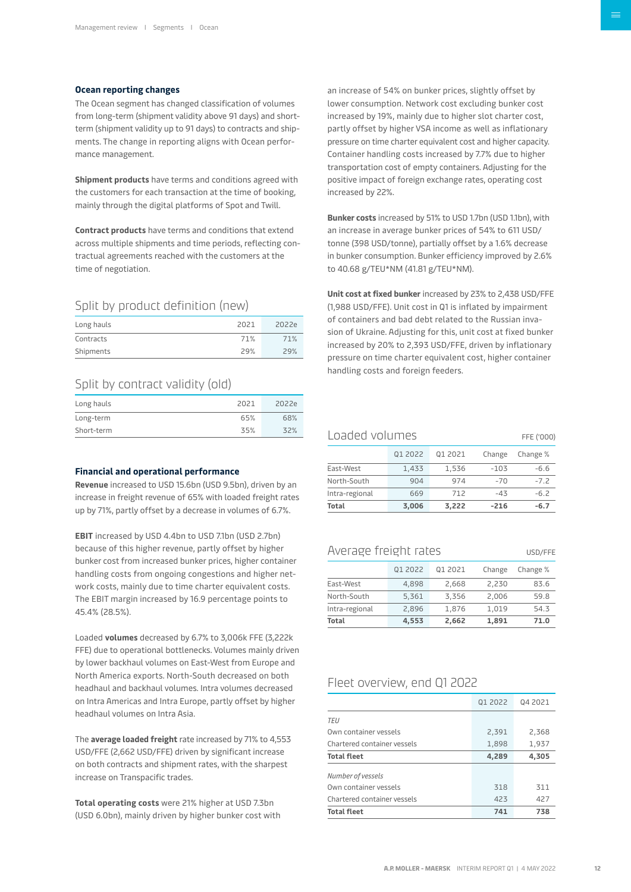### Ocean reporting changes

The Ocean segment has changed classification of volumes from long-term (shipment validity above 91 days) and short-term (shipment validity up to 91 days) to contracts and shipments. The change in reporting aligns with Ocean performance management.

**Shipment products** have terms and conditions agreed with the customers for each transaction at the time of booking, mainly through the digital platforms of Spot and Twill.

**Contract products** have terms and conditions that extend across multiple shipments and time periods, reflecting contractual agreements reached with the customers at the time of negotiation.

## Split by product definition (new)

| Long hauls | 2021 | 2022e |
|---|---|---|
| Contracts | 71% | 71% |
| Shipments | 29% | 29% |

## Split by contract validity (old)

| Long hauls | 2021 | 2022e |
|---|---|---|
| Long-term | 65% | 68% |
| Short-term | 35% | 32% |

### Financial and operational performance

**Revenue** increased to USD 15.6bn (USD 9.5bn), driven by an increase in freight revenue of 65% with loaded freight rates up by 71%, partly offset by a decrease in volumes of 6.7%.

**EBIT** increased by USD 4.4bn to USD 7.1bn (USD 2.7bn) because of this higher revenue, partly offset by higher bunker cost from increased bunker prices, higher container handling costs from ongoing congestions and higher network costs, mainly due to time charter equivalent costs. The EBIT margin increased by 16.9 percentage points to 45.4% (28.5%).

Loaded **volumes** decreased by 6.7% to 3,006k FFE (3,222k FFE) due to operational bottlenecks. Volumes mainly driven by lower backhaul volumes on East-West from Europe and North America exports. North-South decreased on both headhaul and backhaul volumes. Intra volumes decreased on Intra Americas and Intra Europe, partly offset by higher headhaul volumes on Intra Asia.

The **average loaded freight** rate increased by 71% to 4,553 USD/FFE (2,662 USD/FFE) driven by significant increase on both contracts and shipment rates, with the sharpest increase on Transpacific trades.

**Total operating costs** were 21% higher at USD 7.3bn (USD 6.0bn), mainly driven by higher bunker cost with an increase of 54% on bunker prices, slightly offset by lower consumption. Network cost excluding bunker cost increased by 19%, mainly due to higher slot charter cost, partly offset by higher VSA income as well as inflationary pressure on time charter equivalent cost and higher capacity. Container handling costs increased by 7.7% due to higher transportation cost of empty containers. Adjusting for the positive impact of foreign exchange rates, operating cost increased by 22%.

**Bunker costs** increased by 51% to USD 1.7bn (USD 1.1bn), with an increase in average bunker prices of 54% to 611 USD/tonne (398 USD/tonne), partially offset by a 1.6% decrease in bunker consumption. Bunker efficiency improved by 2.6% to 40.68 g/TEU*NM (41.81 g/TEU*NM).

**Unit cost at fixed bunker** increased by 23% to 2,438 USD/FFE (1,988 USD/FFE). Unit cost in Q1 is inflated by impairment of containers and bad debt related to the Russian invasion of Ukraine. Adjusting for this, unit cost at fixed bunker increased by 20% to 2,393 USD/FFE, driven by inflationary pressure on time charter equivalent cost, higher container handling costs and foreign feeders.

## Loaded volumes

FFE ('000)

| | Q1 2022 | Q1 2021 | Change | Change % |
|---|---|---|---|---|
| East-West | 1,433 | 1,536 | -103 | -6.6 |
| North-South | 904 | 974 | -70 | -7.2 |
| Intra-regional | 669 | 712 | -43 | -6.2 |
| **Total** | **3,006** | **3,222** | **-216** | **-6.7** |

## Average freight rates

USD/FFE

| | Q1 2022 | Q1 2021 | Change | Change % |
|---|---|---|---|---|
| East-West | 4,898 | 2,668 | 2,230 | 83.6 |
| North-South | 5,361 | 3,356 | 2,006 | 59.8 |
| Intra-regional | 2,896 | 1,876 | 1,019 | 54.3 |
| **Total** | **4,553** | **2,662** | **1,891** | **71.0** |

## Fleet overview, end Q1 2022

| | Q1 2022 | Q4 2021 |
|---|---|---|
| *TEU* | | |
| Own container vessels | 2,391 | 2,368 |
| Chartered container vessels | 1,898 | 1,937 |
| **Total fleet** | **4,289** | **4,305** |
| *Number of vessels* | | |
| Own container vessels | 318 | 311 |
| Chartered container vessels | 423 | 427 |
| **Total fleet** | **741** | **738** |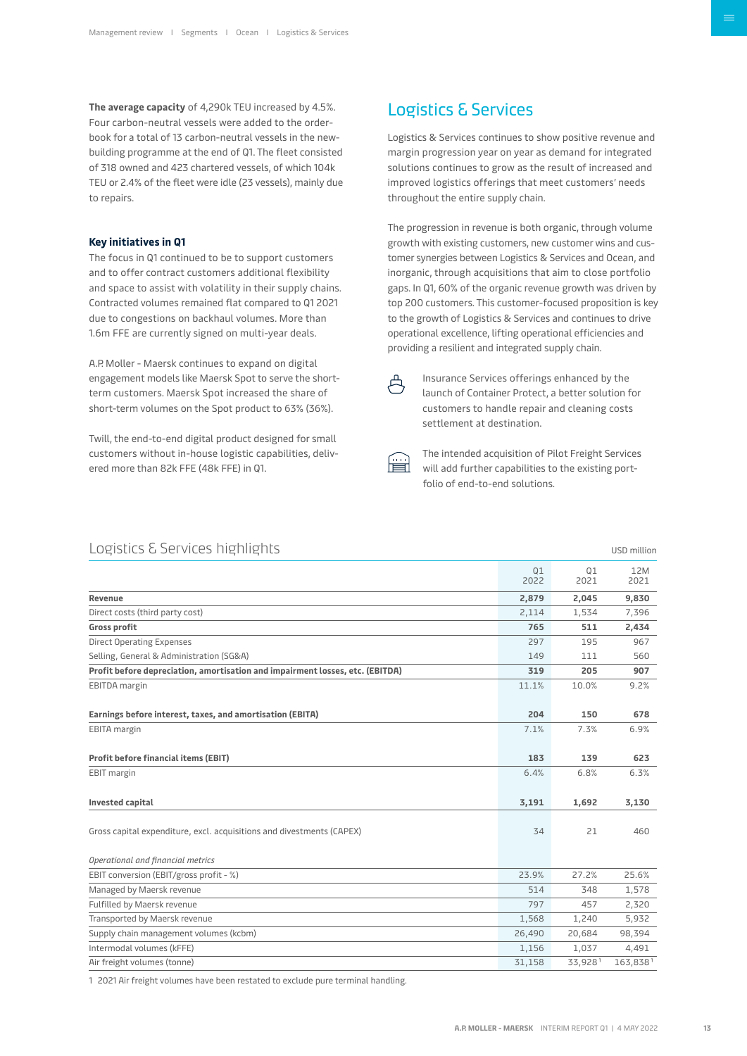**The average capacity** of 4,290k TEU increased by 4.5%. Four carbon-neutral vessels were added to the orderbook for a total of 13 carbon-neutral vessels in the newbuilding programme at the end of Q1. The fleet consisted of 318 owned and 423 chartered vessels, of which 104k TEU or 2.4% of the fleet were idle (23 vessels), mainly due to repairs.

### Key initiatives in Q1

The focus in Q1 continued to be to support customers and to offer contract customers additional flexibility and space to assist with volatility in their supply chains. Contracted volumes remained flat compared to Q1 2021 due to congestions on backhaul volumes. More than 1.6m FFE are currently signed on multi-year deals.

A.P. Moller - Maersk continues to expand on digital engagement models like Maersk Spot to serve the short-term customers. Maersk Spot increased the share of short-term volumes on the Spot product to 63% (36%).

Twill, the end-to-end digital product designed for small customers without in-house logistic capabilities, delivered more than 82k FFE (48k FFE) in Q1.

## Logistics & Services

Logistics & Services continues to show positive revenue and margin progression year on year as demand for integrated solutions continues to grow as the result of increased and improved logistics offerings that meet customers' needs throughout the entire supply chain.

The progression in revenue is both organic, through volume growth with existing customers, new customer wins and customer synergies between Logistics & Services and Ocean, and inorganic, through acquisitions that aim to close portfolio gaps. In Q1, 60% of the organic revenue growth was driven by top 200 customers. This customer-focused proposition is key to the growth of Logistics & Services and continues to drive operational excellence, lifting operational efficiencies and providing a resilient and integrated supply chain.

- Insurance Services offerings enhanced by the launch of Container Protect, a better solution for customers to handle repair and cleaning costs settlement at destination.
- The intended acquisition of Pilot Freight Services will add further capabilities to the existing portfolio of end-to-end solutions.

### Logistics & Services highlights

USD million

| | Q1 2022 | Q1 2021 | 12M 2021 |
|---|---|---|---|
| **Revenue** | **2,879** | **2,045** | **9,830** |
| Direct costs (third party cost) | 2,114 | 1,534 | 7,396 |
| **Gross profit** | **765** | **511** | **2,434** |
| Direct Operating Expenses | 297 | 195 | 967 |
| Selling, General & Administration (SG&A) | 149 | 111 | 560 |
| **Profit before depreciation, amortisation and impairment losses, etc. (EBITDA)** | **319** | **205** | **907** |
| EBITDA margin | 11.1% | 10.0% | 9.2% |
| **Earnings before interest, taxes, and amortisation (EBITA)** | **204** | **150** | **678** |
| EBITA margin | 7.1% | 7.3% | 6.9% |
| **Profit before financial items (EBIT)** | **183** | **139** | **623** |
| EBIT margin | 6.4% | 6.8% | 6.3% |
| **Invested capital** | **3,191** | **1,692** | **3,130** |
| Gross capital expenditure, excl. acquisitions and divestments (CAPEX) | 34 | 21 | 460 |
| *Operational and financial metrics* | | | |
| EBIT conversion (EBIT/gross profit - %) | 23.9% | 27.2% | 25.6% |
| Managed by Maersk revenue | 514 | 348 | 1,578 |
| Fulfilled by Maersk revenue | 797 | 457 | 2,320 |
| Transported by Maersk revenue | 1,568 | 1,240 | 5,932 |
| Supply chain management volumes (kcbm) | 26,490 | 20,684 | 98,394 |
| Intermodal volumes (kFFE) | 1,156 | 1,037 | 4,491 |
| Air freight volumes (tonne) | 31,158 | 33,928[1] | 163,838[1] |

1 2021 Air freight volumes have been restated to exclude pure terminal handling.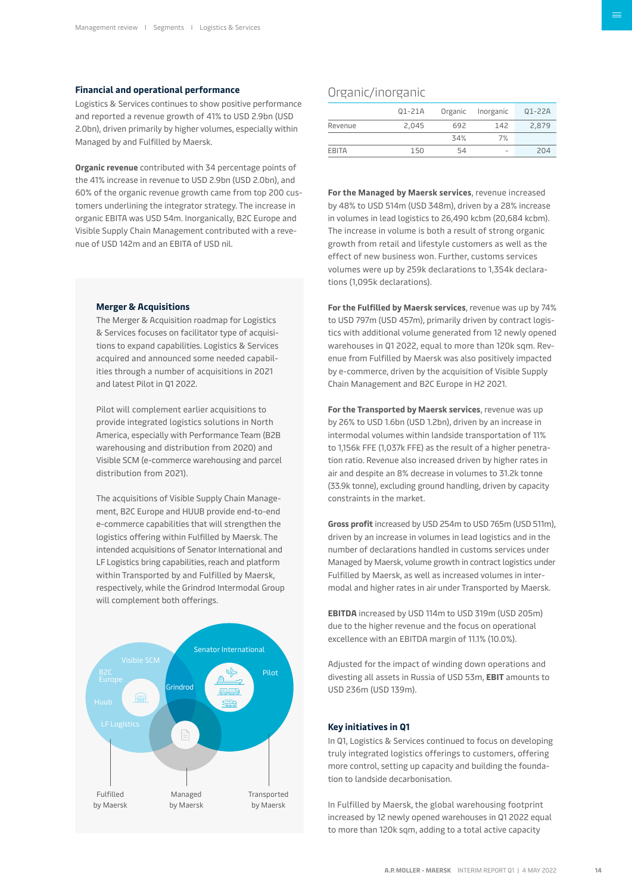### Financial and operational performance

Logistics & Services continues to show positive performance and reported a revenue growth of 41% to USD 2.9bn (USD 2.0bn), driven primarily by higher volumes, especially within Managed by and Fulfilled by Maersk.

**Organic revenue** contributed with 34 percentage points of the 41% increase in revenue to USD 2.9bn (USD 2.0bn), and 60% of the organic revenue growth came from top 200 customers underlining the integrator strategy. The increase in organic EBITA was USD 54m. Inorganically, B2C Europe and Visible Supply Chain Management contributed with a revenue of USD 142m and an EBITA of USD nil.

#### Merger & Acquisitions

The Merger & Acquisition roadmap for Logistics & Services focuses on facilitator type of acquisitions to expand capabilities. Logistics & Services acquired and announced some needed capabilities through a number of acquisitions in 2021 and latest Pilot in Q1 2022.

Pilot will complement earlier acquisitions to provide integrated logistics solutions in North America, especially with Performance Team (B2B warehousing and distribution from 2020) and Visible SCM (e-commerce warehousing and parcel distribution from 2021).

The acquisitions of Visible Supply Chain Management, B2C Europe and HUUB provide end-to-end e-commerce capabilities that will strengthen the logistics offering within Fulfilled by Maersk. The intended acquisitions of Senator International and LF Logistics bring capabilities, reach and platform within Transported by and Fulfilled by Maersk, respectively, while the Grindrod Intermodal Group will complement both offerings.

Visible SCM, B2C Europe, Huub, LF Logistics, Grindrod, Senator International, Pilot

Fulfilled by Maersk | Managed by Maersk | Transported by Maersk

## Organic/inorganic

| | Q1-21A | Organic | Inorganic | Q1-22A |
|---|---|---|---|---|
| Revenue | 2,045 | 692 | 142 | 2,879 |
| | | 34% | 7% | |
| EBITA | 150 | 54 | - | 204 |

**For the Managed by Maersk services**, revenue increased by 48% to USD 514m (USD 348m), driven by a 28% increase in volumes in lead logistics to 26,490 kcbm (20,684 kcbm). The increase in volume is both a result of strong organic growth from retail and lifestyle customers as well as the effect of new business won. Further, customs services volumes were up by 259k declarations to 1,354k declarations (1,095k declarations).

**For the Fulfilled by Maersk services**, revenue was up by 74% to USD 797m (USD 457m), primarily driven by contract logistics with additional volume generated from 12 newly opened warehouses in Q1 2022, equal to more than 120k sqm. Revenue from Fulfilled by Maersk was also positively impacted by e-commerce, driven by the acquisition of Visible Supply Chain Management and B2C Europe in H2 2021.

**For the Transported by Maersk services**, revenue was up by 26% to USD 1.6bn (USD 1.2bn), driven by an increase in intermodal volumes within landside transportation of 11% to 1,156k FFE (1,037k FFE) as the result of a higher penetration ratio. Revenue also increased driven by higher rates in air and despite an 8% decrease in volumes to 31.2k tonne (33.9k tonne), excluding ground handling, driven by capacity constraints in the market.

**Gross profit** increased by USD 254m to USD 765m (USD 511m), driven by an increase in volumes in lead logistics and in the number of declarations handled in customs services under Managed by Maersk, volume growth in contract logistics under Fulfilled by Maersk, as well as increased volumes in intermodal and higher rates in air under Transported by Maersk.

**EBITDA** increased by USD 114m to USD 319m (USD 205m) due to the higher revenue and the focus on operational excellence with an EBITDA margin of 11.1% (10.0%).

Adjusted for the impact of winding down operations and divesting all assets in Russia of USD 53m, **EBIT** amounts to USD 236m (USD 139m).

### Key initiatives in Q1

In Q1, Logistics & Services continued to focus on developing truly integrated logistics offerings to customers, offering more control, setting up capacity and building the foundation to landside decarbonisation.

In Fulfilled by Maersk, the global warehousing footprint increased by 12 newly opened warehouses in Q1 2022 equal to more than 120k sqm, adding to a total active capacity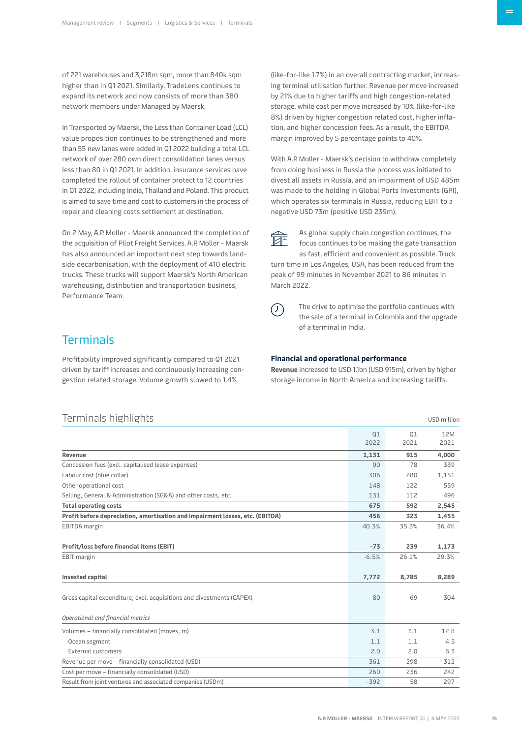of 221 warehouses and 3,218m sqm, more than 840k sqm higher than in Q1 2021. Similarly, TradeLens continues to expand its network and now consists of more than 380 network members under Managed by Maersk.

In Transported by Maersk, the Less than Container Load (LCL) value proposition continues to be strengthened and more than 55 new lanes were added in Q1 2022 building a total LCL network of over 280 own direct consolidation lanes versus less than 80 in Q1 2021. In addition, insurance services have completed the rollout of container protect to 12 countries in Q1 2022, including India, Thailand and Poland. This product is aimed to save time and cost to customers in the process of repair and cleaning costs settlement at destination.

On 2 May, A.P. Moller - Maersk announced the completion of the acquisition of Pilot Freight Services. A.P. Moller - Maersk has also announced an important next step towards landside decarbonisation, with the deployment of 410 electric trucks. These trucks will support Maersk's North American warehousing, distribution and transportation business, Performance Team.

## Terminals

Profitability improved significantly compared to Q1 2021 driven by tariff increases and continuously increasing congestion related storage. Volume growth slowed to 1.4% (like-for-like 1.7%) in an overall contracting market, increasing terminal utilisation further. Revenue per move increased by 21% due to higher tariffs and high congestion-related storage, while cost per move increased by 10% (like-for-like 8%) driven by higher congestion related cost, higher inflation, and higher concession fees. As a result, the EBITDA margin improved by 5 percentage points to 40%.

With A.P. Moller - Maersk's decision to withdraw completely from doing business in Russia the process was initiated to divest all assets in Russia, and an impairment of USD 485m was made to the holding in Global Ports Investments (GPI), which operates six terminals in Russia, reducing EBIT to a negative USD 73m (positive USD 239m).

As global supply chain congestion continues, the focus continues to be making the gate transaction as fast, efficient and convenient as possible. Truck turn time in Los Angeles, USA, has been reduced from the peak of 99 minutes in November 2021 to 86 minutes in March 2022.

The drive to optimise the portfolio continues with the sale of a terminal in Colombia and the upgrade of a terminal in India.

### Financial and operational performance

**Revenue** increased to USD 1.1bn (USD 915m), driven by higher storage income in North America and increasing tariffs.

### Terminals highlights

USD million

| | Q1 2022 | Q1 2021 | 12M 2021 |
|---|---|---|---|
| **Revenue** | **1,131** | **915** | **4,000** |
| Concession fees (excl. capitalised lease expenses) | 90 | 78 | 339 |
| Labour cost (blue collar) | 306 | 280 | 1,151 |
| Other operational cost | 148 | 122 | 559 |
| Selling, General & Administration (SG&A) and other costs, etc. | 131 | 112 | 496 |
| **Total operating costs** | **675** | **592** | **2,545** |
| **Profit before depreciation, amortisation and impairment losses, etc. (EBITDA)** | **456** | **323** | **1,455** |
| EBITDA margin | 40.3% | 35.3% | 36.4% |
| **Profit/loss before financial items (EBIT)** | **-73** | **239** | **1,173** |
| EBIT margin | -6.5% | 26.1% | 29.3% |
| **Invested capital** | **7,772** | **8,785** | **8,289** |
| Gross capital expenditure, excl. acquisitions and divestments (CAPEX) | 80 | 69 | 304 |
| *Operational and financial metrics* | | | |
| Volumes – financially consolidated (moves, m) | 3.1 | 3.1 | 12.8 |
| Ocean segment | 1.1 | 1.1 | 4.5 |
| External customers | 2.0 | 2.0 | 8.3 |
| Revenue per move – financially consolidated (USD) | 361 | 298 | 312 |
| Cost per move – financially consolidated (USD) | 260 | 236 | 242 |
| Result from joint ventures and associated companies (USDm) | -392 | 58 | 297 |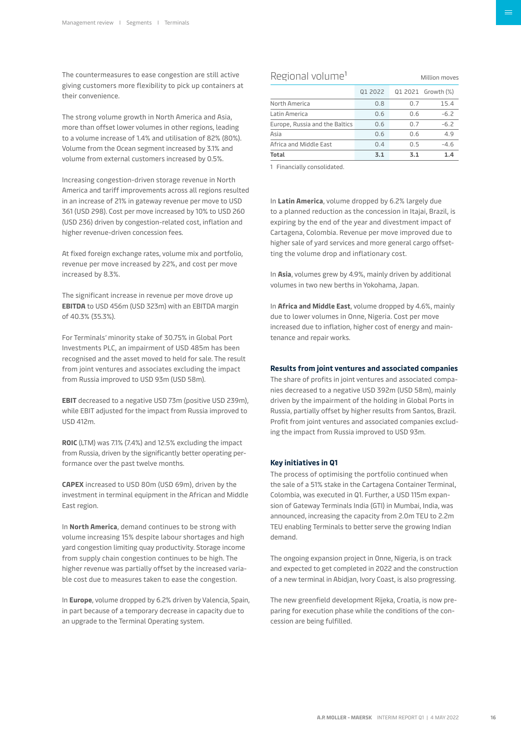The countermeasures to ease congestion are still active giving customers more flexibility to pick up containers at their convenience.

The strong volume growth in North America and Asia, more than offset lower volumes in other regions, leading to a volume increase of 1.4% and utilisation of 82% (80%). Volume from the Ocean segment increased by 3.1% and volume from external customers increased by 0.5%.

Increasing congestion-driven storage revenue in North America and tariff improvements across all regions resulted in an increase of 21% in gateway revenue per move to USD 361 (USD 298). Cost per move increased by 10% to USD 260 (USD 236) driven by congestion-related cost, inflation and higher revenue-driven concession fees.

At fixed foreign exchange rates, volume mix and portfolio, revenue per move increased by 22%, and cost per move increased by 8.3%.

The significant increase in revenue per move drove up **EBITDA** to USD 456m (USD 323m) with an EBITDA margin of 40.3% (35.3%).

For Terminals' minority stake of 30.75% in Global Port Investments PLC, an impairment of USD 485m has been recognised and the asset moved to held for sale. The result from joint ventures and associates excluding the impact from Russia improved to USD 93m (USD 58m).

**EBIT** decreased to a negative USD 73m (positive USD 239m), while EBIT adjusted for the impact from Russia improved to USD 412m.

**ROIC** (LTM) was 7.1% (7.4%) and 12.5% excluding the impact from Russia, driven by the significantly better operating performance over the past twelve months.

**CAPEX** increased to USD 80m (USD 69m), driven by the investment in terminal equipment in the African and Middle East region.

In **North America**, demand continues to be strong with volume increasing 15% despite labour shortages and high yard congestion limiting quay productivity. Storage income from supply chain congestion continues to be high. The higher revenue was partially offset by the increased variable cost due to measures taken to ease the congestion.

In **Europe**, volume dropped by 6.2% driven by Valencia, Spain, in part because of a temporary decrease in capacity due to an upgrade to the Terminal Operating system.

## Regional volume[1]

Million moves

| | Q1 2022 | Q1 2021 | Growth (%) |
|---|---|---|---|
| North America | 0.8 | 0.7 | 15.4 |
| Latin America | 0.6 | 0.6 | -6.2 |
| Europe, Russia and the Baltics | 0.6 | 0.7 | -6.2 |
| Asia | 0.6 | 0.6 | 4.9 |
| Africa and Middle East | 0.4 | 0.5 | -4.6 |
| **Total** | **3.1** | **3.1** | **1.4** |

1 Financially consolidated.

In **Latin America**, volume dropped by 6.2% largely due to a planned reduction as the concession in Itajai, Brazil, is expiring by the end of the year and divestment impact of Cartagena, Colombia. Revenue per move improved due to higher sale of yard services and more general cargo offsetting the volume drop and inflationary cost.

In **Asia**, volumes grew by 4.9%, mainly driven by additional volumes in two new berths in Yokohama, Japan.

In **Africa and Middle East**, volume dropped by 4.6%, mainly due to lower volumes in Onne, Nigeria. Cost per move increased due to inflation, higher cost of energy and maintenance and repair works.

### Results from joint ventures and associated companies

The share of profits in joint ventures and associated companies decreased to a negative USD 392m (USD 58m), mainly driven by the impairment of the holding in Global Ports in Russia, partially offset by higher results from Santos, Brazil. Profit from joint ventures and associated companies excluding the impact from Russia improved to USD 93m.

### Key initiatives in Q1

The process of optimising the portfolio continued when the sale of a 51% stake in the Cartagena Container Terminal, Colombia, was executed in Q1. Further, a USD 115m expansion of Gateway Terminals India (GTI) in Mumbai, India, was announced, increasing the capacity from 2.0m TEU to 2.2m TEU enabling Terminals to better serve the growing Indian demand.

The ongoing expansion project in Onne, Nigeria, is on track and expected to get completed in 2022 and the construction of a new terminal in Abidjan, Ivory Coast, is also progressing.

The new greenfield development Rijeka, Croatia, is now preparing for execution phase while the conditions of the concession are being fulfilled.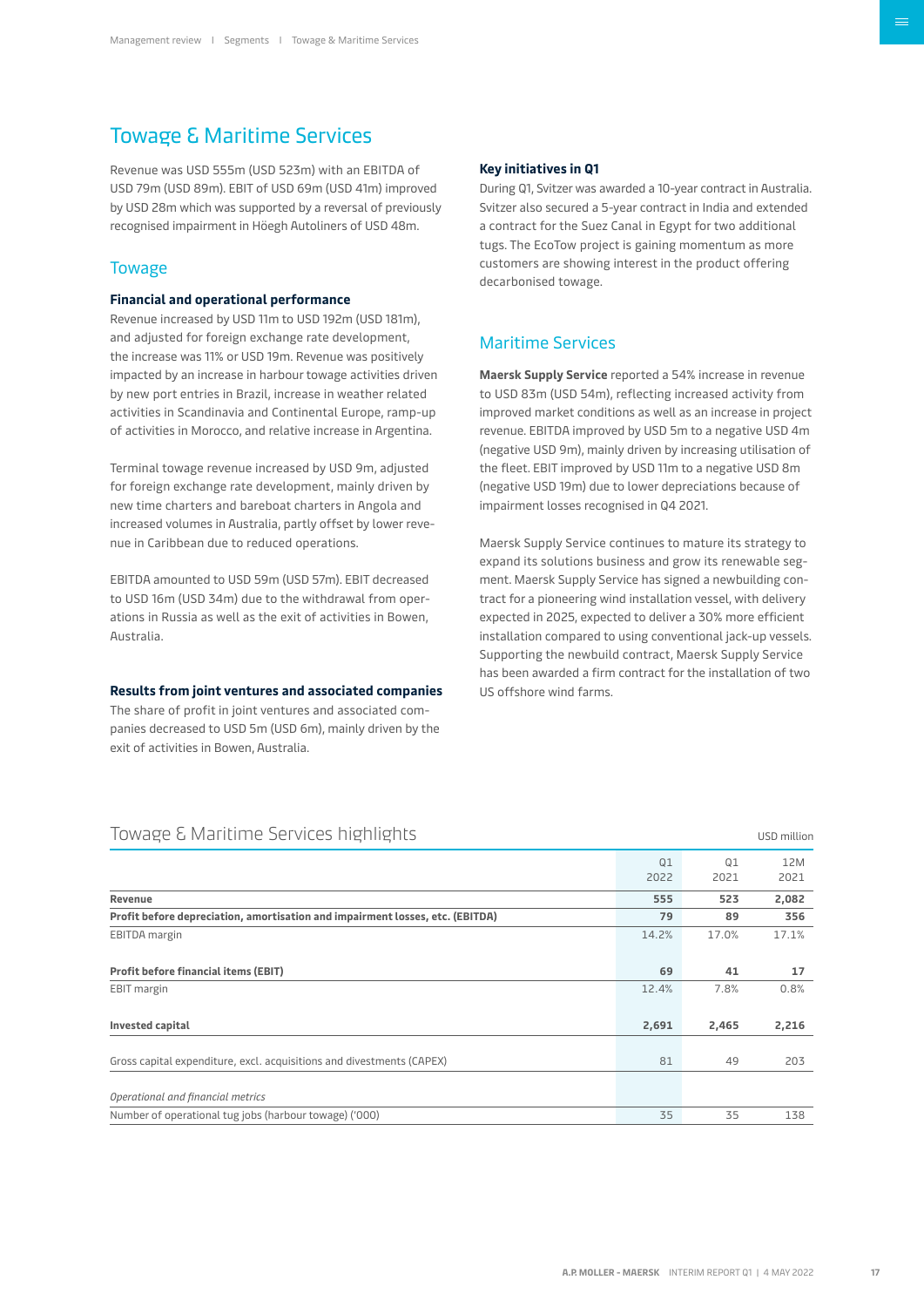# Towage & Maritime Services

Revenue was USD 555m (USD 523m) with an EBITDA of USD 79m (USD 89m). EBIT of USD 69m (USD 41m) improved by USD 28m which was supported by a reversal of previously recognised impairment in Höegh Autoliners of USD 48m.

## Towage

### Financial and operational performance

Revenue increased by USD 11m to USD 192m (USD 181m), and adjusted for foreign exchange rate development, the increase was 11% or USD 19m. Revenue was positively impacted by an increase in harbour towage activities driven by new port entries in Brazil, increase in weather related activities in Scandinavia and Continental Europe, ramp-up of activities in Morocco, and relative increase in Argentina.

Terminal towage revenue increased by USD 9m, adjusted for foreign exchange rate development, mainly driven by new time charters and bareboat charters in Angola and increased volumes in Australia, partly offset by lower revenue in Caribbean due to reduced operations.

EBITDA amounted to USD 59m (USD 57m). EBIT decreased to USD 16m (USD 34m) due to the withdrawal from operations in Russia as well as the exit of activities in Bowen, Australia.

### Results from joint ventures and associated companies

The share of profit in joint ventures and associated companies decreased to USD 5m (USD 6m), mainly driven by the exit of activities in Bowen, Australia.

### Key initiatives in Q1

During Q1, Svitzer was awarded a 10-year contract in Australia. Svitzer also secured a 5-year contract in India and extended a contract for the Suez Canal in Egypt for two additional tugs. The EcoTow project is gaining momentum as more customers are showing interest in the product offering decarbonised towage.

## Maritime Services

**Maersk Supply Service** reported a 54% increase in revenue to USD 83m (USD 54m), reflecting increased activity from improved market conditions as well as an increase in project revenue. EBITDA improved by USD 5m to a negative USD 4m (negative USD 9m), mainly driven by increasing utilisation of the fleet. EBIT improved by USD 11m to a negative USD 8m (negative USD 19m) due to lower depreciations because of impairment losses recognised in Q4 2021.

Maersk Supply Service continues to mature its strategy to expand its solutions business and grow its renewable segment. Maersk Supply Service has signed a newbuilding contract for a pioneering wind installation vessel, with delivery expected in 2025, expected to deliver a 30% more efficient installation compared to using conventional jack-up vessels. Supporting the newbuild contract, Maersk Supply Service has been awarded a firm contract for the installation of two US offshore wind farms.

## Towage & Maritime Services highlights

USD million

| | Q1 2022 | Q1 2021 | 12M 2021 |
|---|---|---|---|
| **Revenue** | **555** | **523** | **2,082** |
| **Profit before depreciation, amortisation and impairment losses, etc. (EBITDA)** | **79** | **89** | **356** |
| EBITDA margin | 14.2% | 17.0% | 17.1% |
| **Profit before financial items (EBIT)** | **69** | **41** | **17** |
| EBIT margin | 12.4% | 7.8% | 0.8% |
| **Invested capital** | **2,691** | **2,465** | **2,216** |
| Gross capital expenditure, excl. acquisitions and divestments (CAPEX) | 81 | 49 | 203 |
| *Operational and financial metrics* | | | |
| Number of operational tug jobs (harbour towage) ('000) | 35 | 35 | 138 |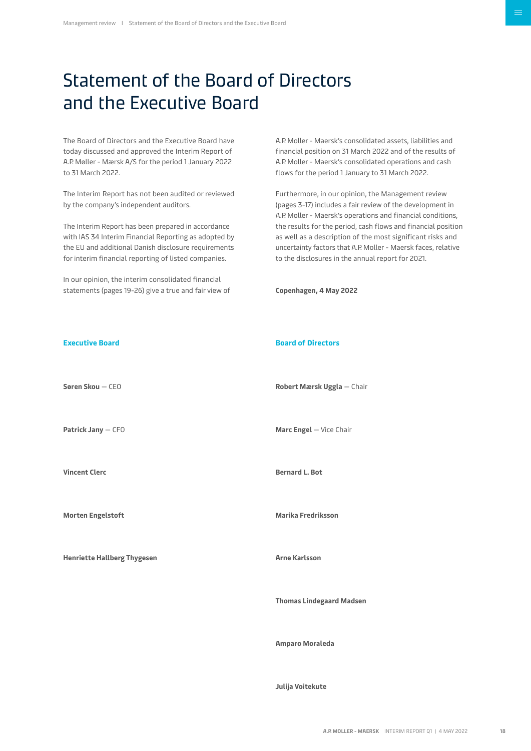# Statement of the Board of Directors and the Executive Board

The Board of Directors and the Executive Board have today discussed and approved the Interim Report of A.P. Møller - Mærsk A/S for the period 1 January 2022 to 31 March 2022.

The Interim Report has not been audited or reviewed by the company's independent auditors.

The Interim Report has been prepared in accordance with IAS 34 Interim Financial Reporting as adopted by the EU and additional Danish disclosure requirements for interim financial reporting of listed companies.

In our opinion, the interim consolidated financial statements (pages 19-26) give a true and fair view of A.P. Moller - Maersk's consolidated assets, liabilities and financial position on 31 March 2022 and of the results of A.P. Moller - Maersk's consolidated operations and cash flows for the period 1 January to 31 March 2022.

Furthermore, in our opinion, the Management review (pages 3-17) includes a fair review of the development in A.P. Moller - Maersk's operations and financial conditions, the results for the period, cash flows and financial position as well as a description of the most significant risks and uncertainty factors that A.P. Moller - Maersk faces, relative to the disclosures in the annual report for 2021.

**Copenhagen, 4 May 2022**

**Executive Board**

**Søren Skou** — CEO

**Patrick Jany** — CFO

**Vincent Clerc**

**Morten Engelstoft**

**Henriette Hallberg Thygesen**

**Board of Directors**

**Robert Mærsk Uggla** — Chair

**Marc Engel** — Vice Chair

**Bernard L. Bot**

**Marika Fredriksson**

**Arne Karlsson**

**Thomas Lindegaard Madsen**

**Amparo Moraleda**

**Julija Voitekute**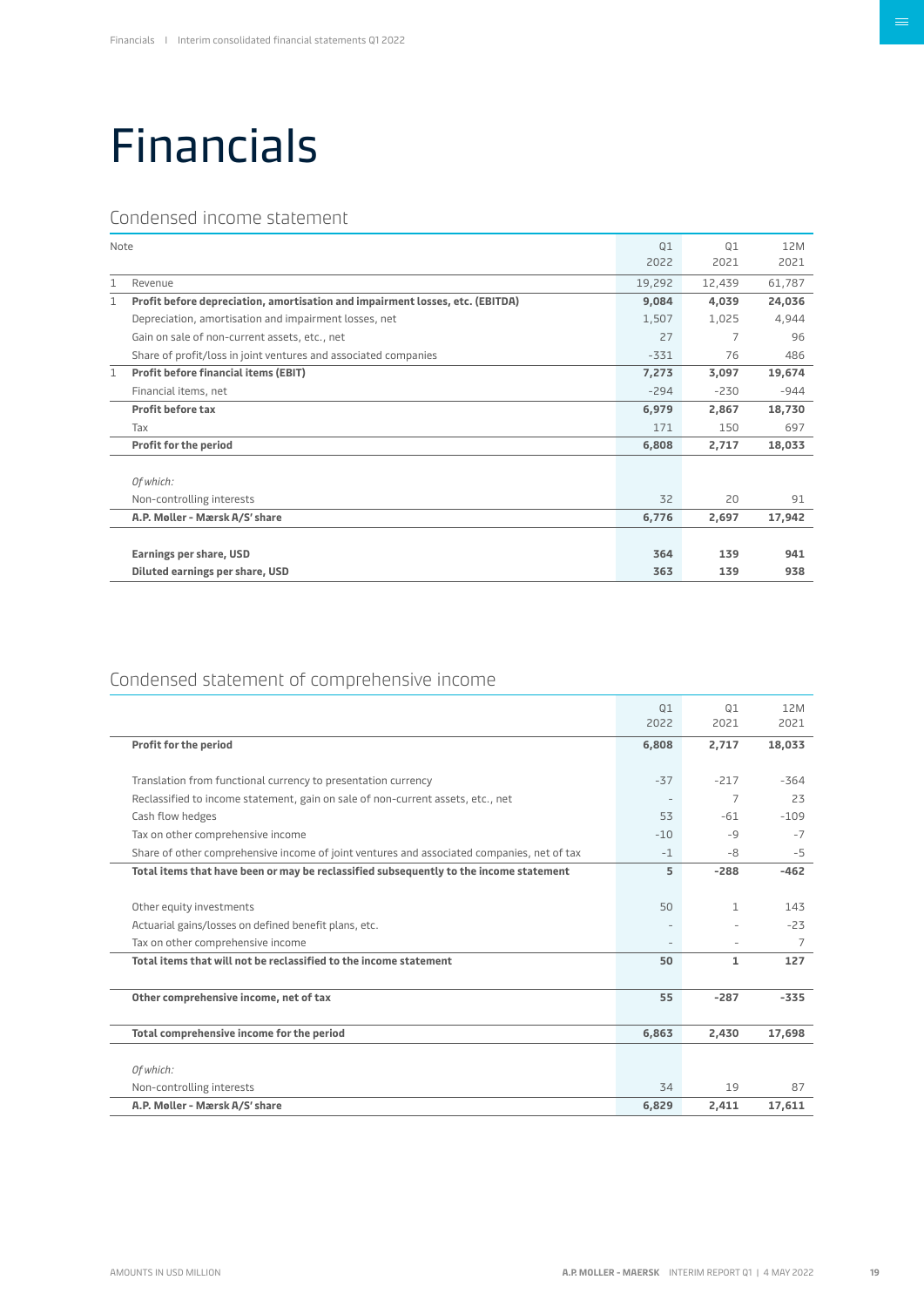# Financials

## Condensed income statement

| Note | | Q1 2022 | Q1 2021 | 12M 2021 |
|---|---|---|---|---|
| 1 | Revenue | 19,292 | 12,439 | 61,787 |
| 1 | **Profit before depreciation, amortisation and impairment losses, etc. (EBITDA)** | **9,084** | **4,039** | **24,036** |
| | Depreciation, amortisation and impairment losses, net | 1,507 | 1,025 | 4,944 |
| | Gain on sale of non-current assets, etc., net | 27 | 7 | 96 |
| | Share of profit/loss in joint ventures and associated companies | -331 | 76 | 486 |
| 1 | **Profit before financial items (EBIT)** | **7,273** | **3,097** | **19,674** |
| | Financial items, net | -294 | -230 | -944 |
| | **Profit before tax** | **6,979** | **2,867** | **18,730** |
| | Tax | 171 | 150 | 697 |
| | **Profit for the period** | **6,808** | **2,717** | **18,033** |
| | *Of which:* | | | |
| | Non-controlling interests | 32 | 20 | 91 |
| | **A.P. Møller - Mærsk A/S' share** | **6,776** | **2,697** | **17,942** |
| | **Earnings per share, USD** | **364** | **139** | **941** |
| | **Diluted earnings per share, USD** | **363** | **139** | **938** |

## Condensed statement of comprehensive income

| | Q1 2022 | Q1 2021 | 12M 2021 |
|---|---|---|---|
| **Profit for the period** | **6,808** | **2,717** | **18,033** |
| Translation from functional currency to presentation currency | -37 | -217 | -364 |
| Reclassified to income statement, gain on sale of non-current assets, etc., net | - | 7 | 23 |
| Cash flow hedges | 53 | -61 | -109 |
| Tax on other comprehensive income | -10 | -9 | -7 |
| Share of other comprehensive income of joint ventures and associated companies, net of tax | -1 | -8 | -5 |
| **Total items that have been or may be reclassified subsequently to the income statement** | **5** | **-288** | **-462** |
| Other equity investments | 50 | 1 | 143 |
| Actuarial gains/losses on defined benefit plans, etc. | - | - | -23 |
| Tax on other comprehensive income | - | - | 7 |
| **Total items that will not be reclassified to the income statement** | **50** | **1** | **127** |
| **Other comprehensive income, net of tax** | **55** | **-287** | **-335** |
| **Total comprehensive income for the period** | **6,863** | **2,430** | **17,698** |
| *Of which:* | | | |
| Non-controlling interests | 34 | 19 | 87 |
| **A.P. Møller - Mærsk A/S' share** | **6,829** | **2,411** | **17,611** |

AMOUNTS IN USD MILLION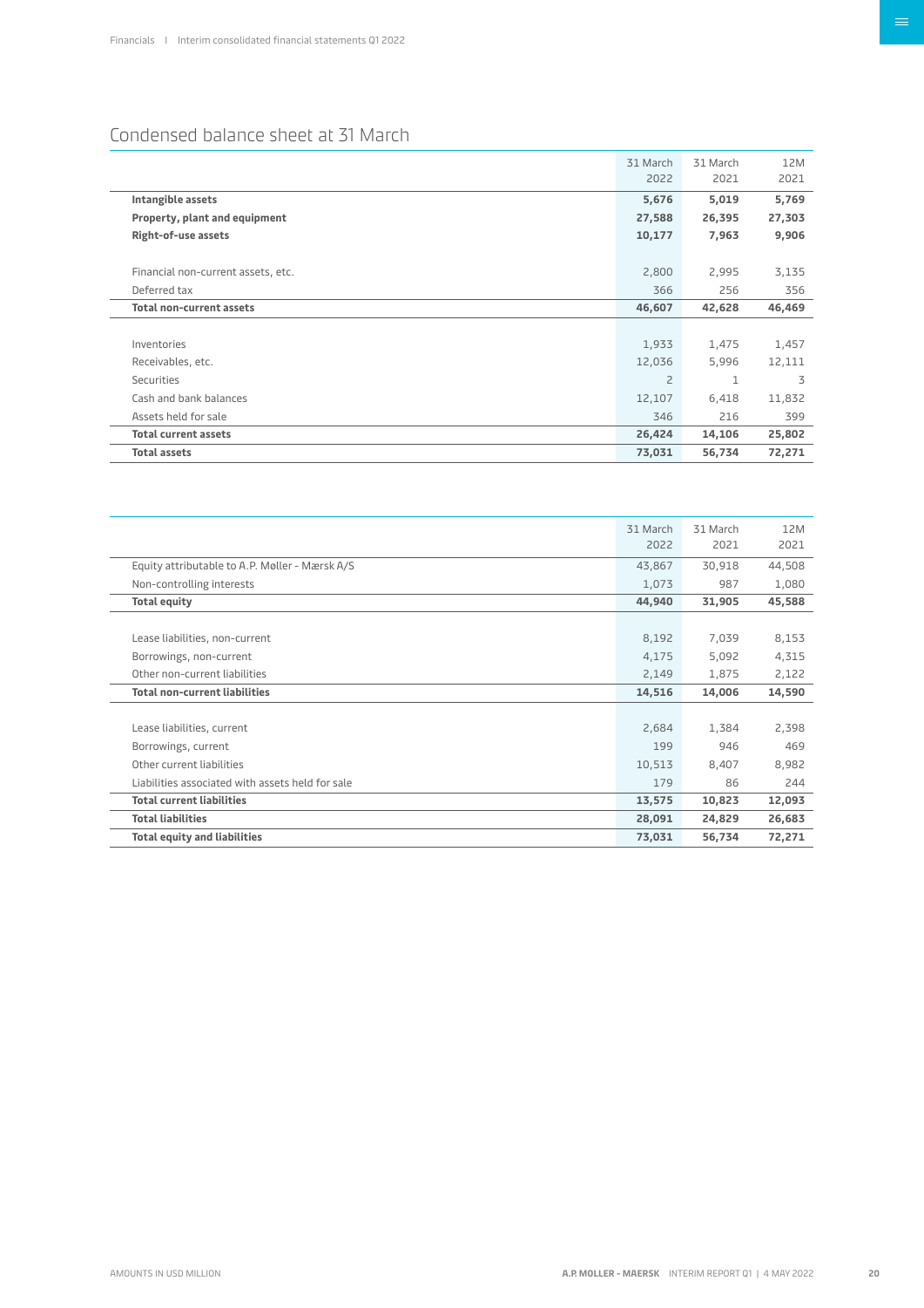## Condensed balance sheet at 31 March

| | 31 March 2022 | 31 March 2021 | 12M 2021 |
|---|---|---|---|
| **Intangible assets** | **5,676** | **5,019** | **5,769** |
| **Property, plant and equipment** | **27,588** | **26,395** | **27,303** |
| **Right-of-use assets** | **10,177** | **7,963** | **9,906** |
| | | | |
| Financial non-current assets, etc. | 2,800 | 2,995 | 3,135 |
| Deferred tax | 366 | 256 | 356 |
| **Total non-current assets** | **46,607** | **42,628** | **46,469** |
| | | | |
| Inventories | 1,933 | 1,475 | 1,457 |
| Receivables, etc. | 12,036 | 5,996 | 12,111 |
| Securities | 2 | 1 | 3 |
| Cash and bank balances | 12,107 | 6,418 | 11,832 |
| Assets held for sale | 346 | 216 | 399 |
| **Total current assets** | **26,424** | **14,106** | **25,802** |
| **Total assets** | **73,031** | **56,734** | **72,271** |

| | 31 March 2022 | 31 March 2021 | 12M 2021 |
|---|---|---|---|
| Equity attributable to A.P. Møller - Mærsk A/S | 43,867 | 30,918 | 44,508 |
| Non-controlling interests | 1,073 | 987 | 1,080 |
| **Total equity** | **44,940** | **31,905** | **45,588** |
| | | | |
| Lease liabilities, non-current | 8,192 | 7,039 | 8,153 |
| Borrowings, non-current | 4,175 | 5,092 | 4,315 |
| Other non-current liabilities | 2,149 | 1,875 | 2,122 |
| **Total non-current liabilities** | **14,516** | **14,006** | **14,590** |
| | | | |
| Lease liabilities, current | 2,684 | 1,384 | 2,398 |
| Borrowings, current | 199 | 946 | 469 |
| Other current liabilities | 10,513 | 8,407 | 8,982 |
| Liabilities associated with assets held for sale | 179 | 86 | 244 |
| **Total current liabilities** | **13,575** | **10,823** | **12,093** |
| **Total liabilities** | **28,091** | **24,829** | **26,683** |
| **Total equity and liabilities** | **73,031** | **56,734** | **72,271** |

AMOUNTS IN USD MILLION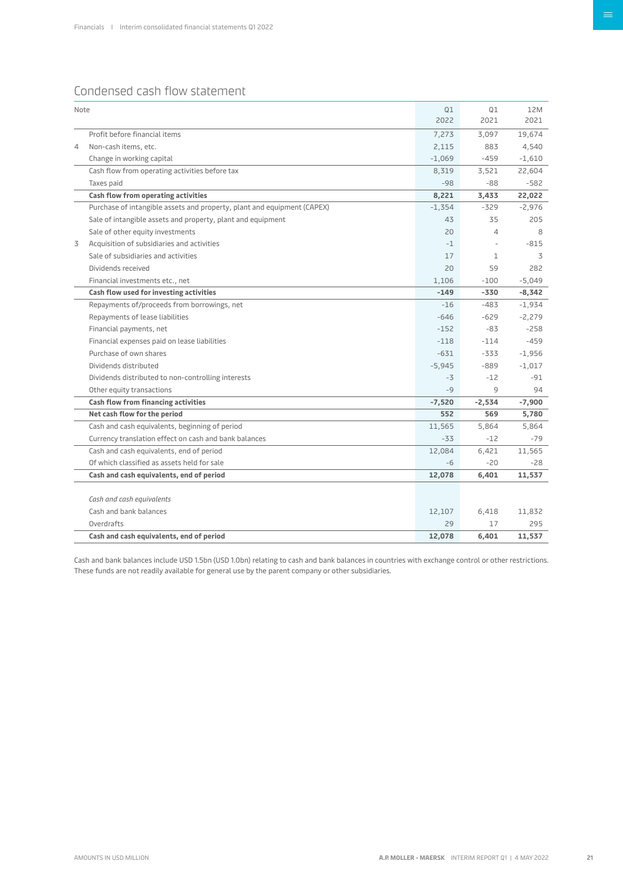## Condensed cash flow statement

| Note | | Q1 2022 | Q1 2021 | 12M 2021 |
|---|---|---|---|---|
| | Profit before financial items | 7,273 | 3,097 | 19,674 |
| 4 | Non-cash items, etc. | 2,115 | 883 | 4,540 |
| | Change in working capital | -1,069 | -459 | -1,610 |
| | Cash flow from operating activities before tax | 8,319 | 3,521 | 22,604 |
| | Taxes paid | -98 | -88 | -582 |
| | **Cash flow from operating activities** | **8,221** | **3,433** | **22,022** |
| | Purchase of intangible assets and property, plant and equipment (CAPEX) | -1,354 | -329 | -2,976 |
| | Sale of intangible assets and property, plant and equipment | 43 | 35 | 205 |
| | Sale of other equity investments | 20 | 4 | 8 |
| 3 | Acquisition of subsidiaries and activities | -1 | - | -815 |
| | Sale of subsidiaries and activities | 17 | 1 | 3 |
| | Dividends received | 20 | 59 | 282 |
| | Financial investments etc., net | 1,106 | -100 | -5,049 |
| | **Cash flow used for investing activities** | **-149** | **-330** | **-8,342** |
| | Repayments of/proceeds from borrowings, net | -16 | -483 | -1,934 |
| | Repayments of lease liabilities | -646 | -629 | -2,279 |
| | Financial payments, net | -152 | -83 | -258 |
| | Financial expenses paid on lease liabilities | -118 | -114 | -459 |
| | Purchase of own shares | -631 | -333 | -1,956 |
| | Dividends distributed | -5,945 | -889 | -1,017 |
| | Dividends distributed to non-controlling interests | -3 | -12 | -91 |
| | Other equity transactions | -9 | 9 | 94 |
| | **Cash flow from financing activities** | **-7,520** | **-2,534** | **-7,900** |
| | **Net cash flow for the period** | **552** | **569** | **5,780** |
| | Cash and cash equivalents, beginning of period | 11,565 | 5,864 | 5,864 |
| | Currency translation effect on cash and bank balances | -33 | -12 | -79 |
| | Cash and cash equivalents, end of period | 12,084 | 6,421 | 11,565 |
| | Of which classified as assets held for sale | -6 | -20 | -28 |
| | **Cash and cash equivalents, end of period** | **12,078** | **6,401** | **11,537** |
| | | | | |
| | *Cash and cash equivalents* | | | |
| | Cash and bank balances | 12,107 | 6,418 | 11,832 |
| | Overdrafts | 29 | 17 | 295 |
| | **Cash and cash equivalents, end of period** | **12,078** | **6,401** | **11,537** |

Cash and bank balances include USD 1.5bn (USD 1.0bn) relating to cash and bank balances in countries with exchange control or other restrictions. These funds are not readily available for general use by the parent company or other subsidiaries.

AMOUNTS IN USD MILLION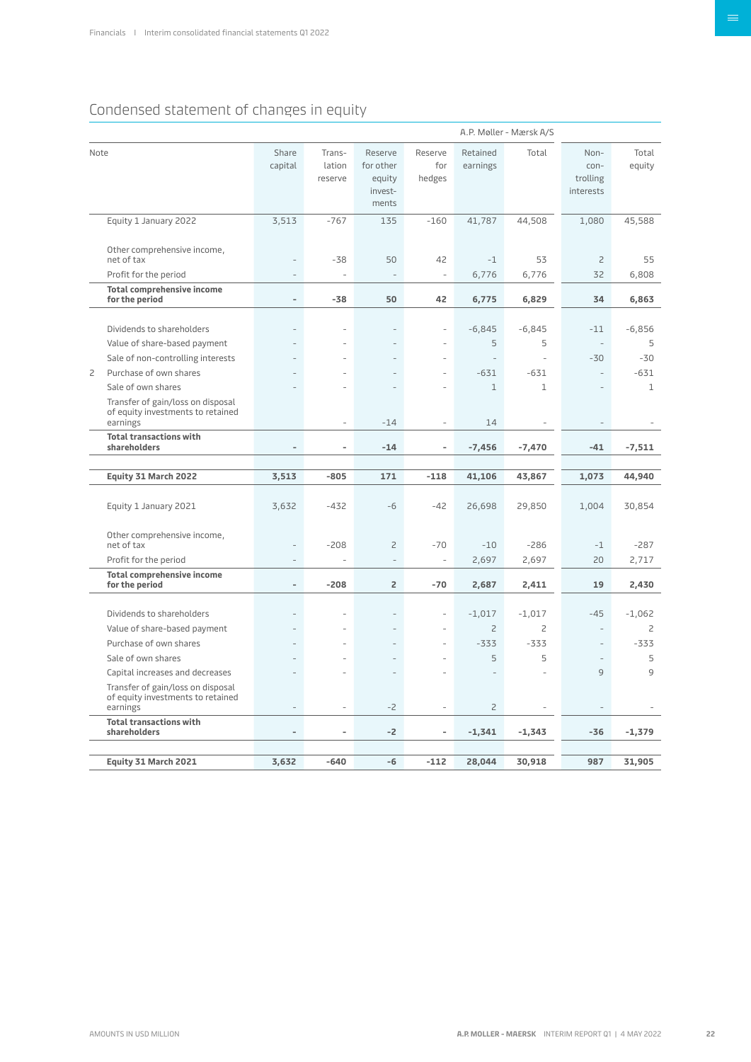## Condensed statement of changes in equity

| Note | | A.P. Møller - Mærsk A/S | | | | | | | |
|---|---|---|---|---|---|---|---|---|---|
| | | Share capital | Translation reserve | Reserve for other equity investments | Reserve for hedges | Retained earnings | Total | Non-controlling interests | Total equity |
| | Equity 1 January 2022 | 3,513 | -767 | 135 | -160 | 41,787 | 44,508 | 1,080 | 45,588 |
| | Other comprehensive income, net of tax | - | -38 | 50 | 42 | -1 | 53 | 2 | 55 |
| | Profit for the period | - | - | - | - | 6,776 | 6,776 | 32 | 6,808 |
| | **Total comprehensive income for the period** | **-** | **-38** | **50** | **42** | **6,775** | **6,829** | **34** | **6,863** |
| | Dividends to shareholders | - | - | - | - | -6,845 | -6,845 | -11 | -6,856 |
| | Value of share-based payment | - | - | - | - | 5 | 5 | - | 5 |
| | Sale of non-controlling interests | - | - | - | - | - | - | -30 | -30 |
| 2 | Purchase of own shares | - | - | - | - | -631 | -631 | - | -631 |
| | Sale of own shares | - | - | - | - | 1 | 1 | - | 1 |
| | Transfer of gain/loss on disposal of equity investments to retained earnings | | - | -14 | - | 14 | - | - | - |
| | **Total transactions with shareholders** | **-** | **-** | **-14** | **-** | **-7,456** | **-7,470** | **-41** | **-7,511** |
| | **Equity 31 March 2022** | **3,513** | **-805** | **171** | **-118** | **41,106** | **43,867** | **1,073** | **44,940** |
| | Equity 1 January 2021 | 3,632 | -432 | -6 | -42 | 26,698 | 29,850 | 1,004 | 30,854 |
| | Other comprehensive income, net of tax | - | -208 | 2 | -70 | -10 | -286 | -1 | -287 |
| | Profit for the period | - | - | - | - | 2,697 | 2,697 | 20 | 2,717 |
| | **Total comprehensive income for the period** | **-** | **-208** | **2** | **-70** | **2,687** | **2,411** | **19** | **2,430** |
| | Dividends to shareholders | - | - | - | - | -1,017 | -1,017 | -45 | -1,062 |
| | Value of share-based payment | - | - | - | - | 2 | 2 | - | 2 |
| | Purchase of own shares | - | - | - | - | -333 | -333 | - | -333 |
| | Sale of own shares | - | - | - | - | 5 | 5 | - | 5 |
| | Capital increases and decreases | - | - | - | - | - | - | 9 | 9 |
| | Transfer of gain/loss on disposal of equity investments to retained earnings | - | - | -2 | - | 2 | - | - | - |
| | **Total transactions with shareholders** | **-** | **-** | **-2** | **-** | **-1,341** | **-1,343** | **-36** | **-1,379** |
| | **Equity 31 March 2021** | **3,632** | **-640** | **-6** | **-112** | **28,044** | **30,918** | **987** | **31,905** |

AMOUNTS IN USD MILLION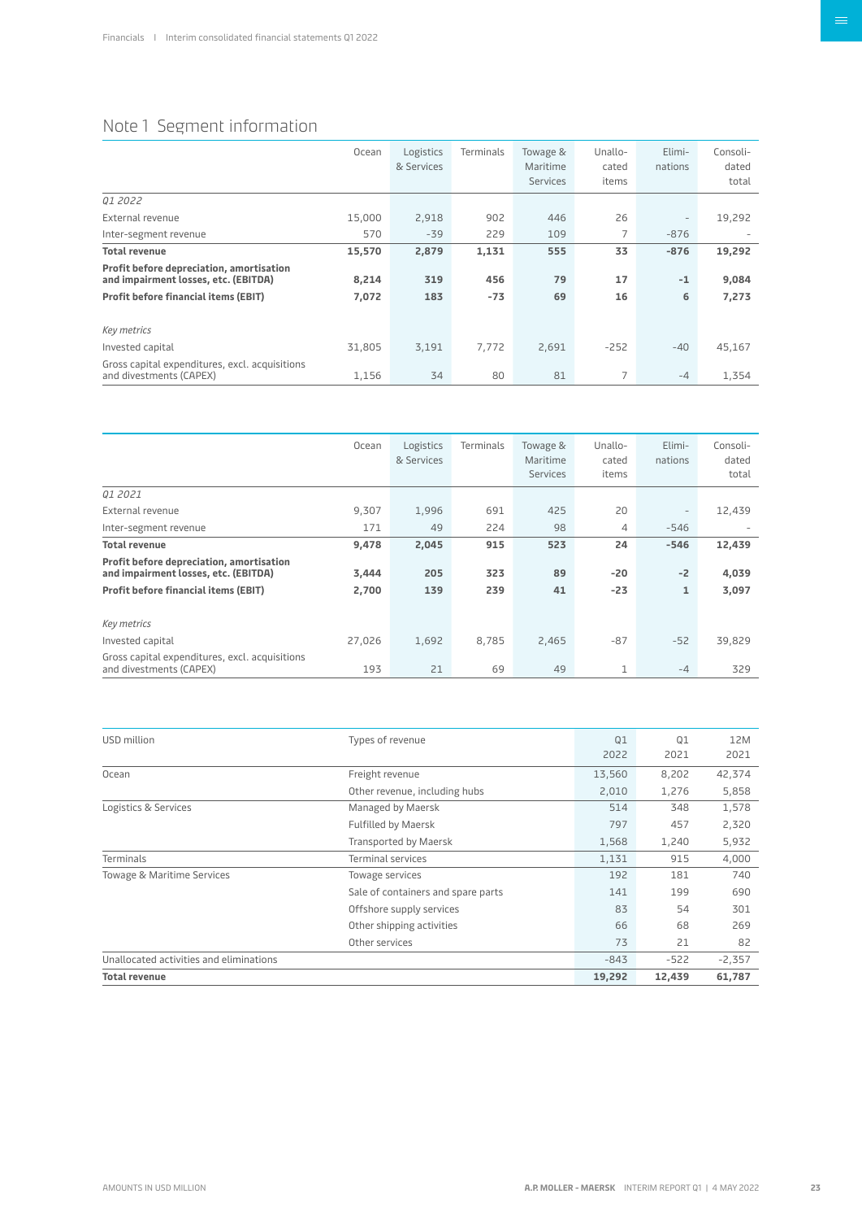## Note 1 Segment information

| | Ocean | Logistics & Services | Terminals | Towage & Maritime Services | Unallocated items | Eliminations | Consolidated total |
|---|---|---|---|---|---|---|---|
| *Q1 2022* | | | | | | | |
| External revenue | 15,000 | 2,918 | 902 | 446 | 26 | - | 19,292 |
| Inter-segment revenue | 570 | -39 | 229 | 109 | 7 | -876 | - |
| **Total revenue** | **15,570** | **2,879** | **1,131** | **555** | **33** | **-876** | **19,292** |
| **Profit before depreciation, amortisation and impairment losses, etc. (EBITDA)** | **8,214** | **319** | **456** | **79** | **17** | **-1** | **9,084** |
| **Profit before financial items (EBIT)** | **7,072** | **183** | **-73** | **69** | **16** | **6** | **7,273** |
| *Key metrics* | | | | | | | |
| Invested capital | 31,805 | 3,191 | 7,772 | 2,691 | -252 | -40 | 45,167 |
| Gross capital expenditures, excl. acquisitions and divestments (CAPEX) | 1,156 | 34 | 80 | 81 | 7 | -4 | 1,354 |

| | Ocean | Logistics & Services | Terminals | Towage & Maritime Services | Unallocated items | Eliminations | Consolidated total |
|---|---|---|---|---|---|---|---|
| *Q1 2021* | | | | | | | |
| External revenue | 9,307 | 1,996 | 691 | 425 | 20 | - | 12,439 |
| Inter-segment revenue | 171 | 49 | 224 | 98 | 4 | -546 | - |
| **Total revenue** | **9,478** | **2,045** | **915** | **523** | **24** | **-546** | **12,439** |
| **Profit before depreciation, amortisation and impairment losses, etc. (EBITDA)** | **3,444** | **205** | **323** | **89** | **-20** | **-2** | **4,039** |
| **Profit before financial items (EBIT)** | **2,700** | **139** | **239** | **41** | **-23** | **1** | **3,097** |
| *Key metrics* | | | | | | | |
| Invested capital | 27,026 | 1,692 | 8,785 | 2,465 | -87 | -52 | 39,829 |
| Gross capital expenditures, excl. acquisitions and divestments (CAPEX) | 193 | 21 | 69 | 49 | 1 | -4 | 329 |

| USD million | Types of revenue | Q1 2022 | Q1 2021 | 12M 2021 |
|---|---|---|---|---|
| Ocean | Freight revenue | 13,560 | 8,202 | 42,374 |
| | Other revenue, including hubs | 2,010 | 1,276 | 5,858 |
| Logistics & Services | Managed by Maersk | 514 | 348 | 1,578 |
| | Fulfilled by Maersk | 797 | 457 | 2,320 |
| | Transported by Maersk | 1,568 | 1,240 | 5,932 |
| Terminals | Terminal services | 1,131 | 915 | 4,000 |
| Towage & Maritime Services | Towage services | 192 | 181 | 740 |
| | Sale of containers and spare parts | 141 | 199 | 690 |
| | Offshore supply services | 83 | 54 | 301 |
| | Other shipping activities | 66 | 68 | 269 |
| | Other services | 73 | 21 | 82 |
| Unallocated activities and eliminations | | -843 | -522 | -2,357 |
| **Total revenue** | | **19,292** | **12,439** | **61,787** |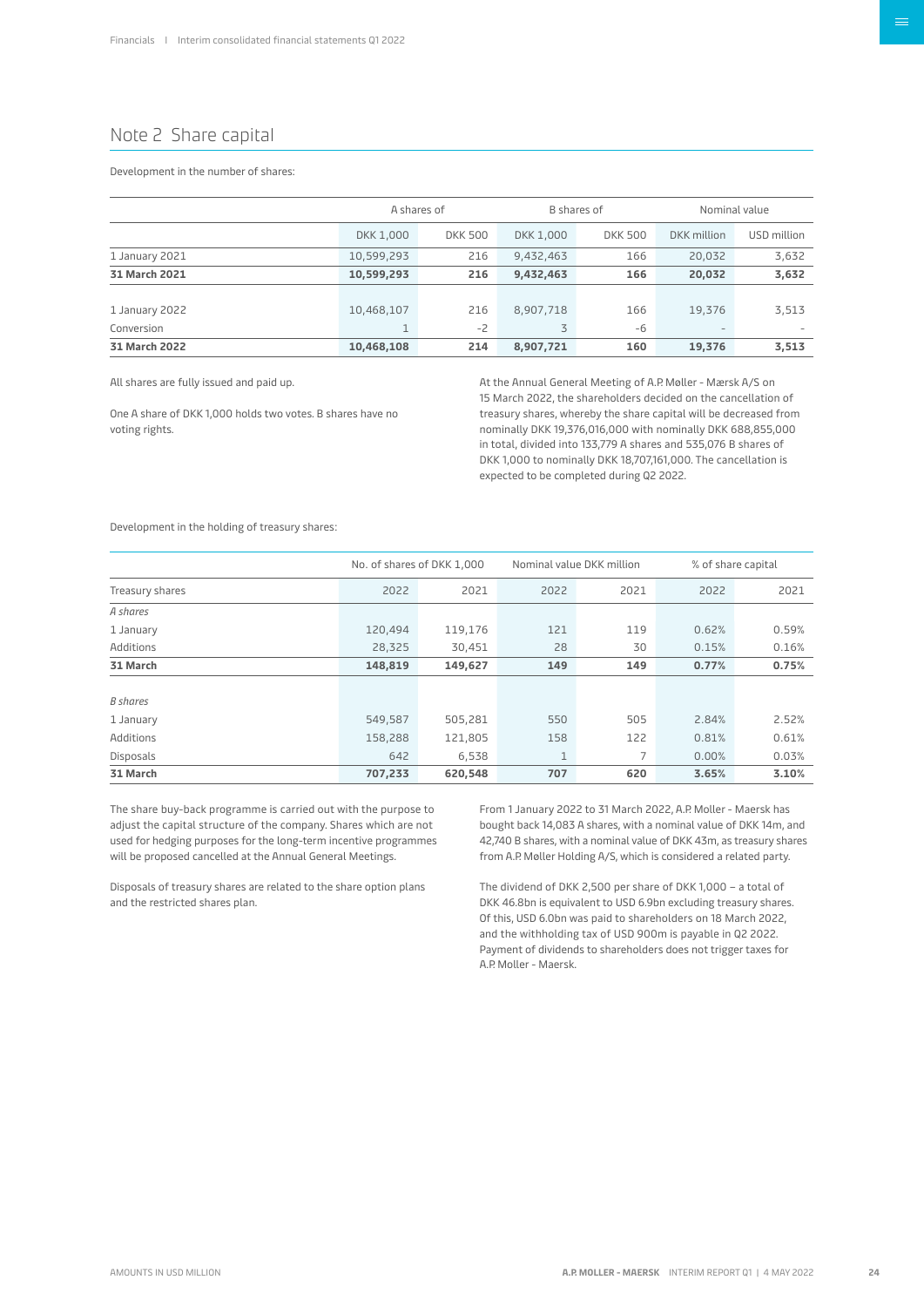## Note 2 Share capital

Development in the number of shares:

| | A shares of | | B shares of | | Nominal value | |
|---|---|---|---|---|---|---|
| | DKK 1,000 | DKK 500 | DKK 1,000 | DKK 500 | DKK million | USD million |
| 1 January 2021 | 10,599,293 | 216 | 9,432,463 | 166 | 20,032 | 3,632 |
| **31 March 2021** | **10,599,293** | **216** | **9,432,463** | **166** | **20,032** | **3,632** |
| | | | | | | |
| 1 January 2022 | 10,468,107 | 216 | 8,907,718 | 166 | 19,376 | 3,513 |
| Conversion | 1 | -2 | 3 | -6 | - | - |
| **31 March 2022** | **10,468,108** | **214** | **8,907,721** | **160** | **19,376** | **3,513** |

All shares are fully issued and paid up.

One A share of DKK 1,000 holds two votes. B shares have no voting rights.

At the Annual General Meeting of A.P. Møller - Mærsk A/S on 15 March 2022, the shareholders decided on the cancellation of treasury shares, whereby the share capital will be decreased from nominally DKK 19,376,016,000 with nominally DKK 688,855,000 in total, divided into 133,779 A shares and 535,076 B shares of DKK 1,000 to nominally DKK 18,707,161,000. The cancellation is expected to be completed during Q2 2022.

Development in the holding of treasury shares:

| | No. of shares of DKK 1,000 | | Nominal value DKK million | | % of share capital | |
|---|---|---|---|---|---|---|
| Treasury shares | 2022 | 2021 | 2022 | 2021 | 2022 | 2021 |
| *A shares* | | | | | | |
| 1 January | 120,494 | 119,176 | 121 | 119 | 0.62% | 0.59% |
| Additions | 28,325 | 30,451 | 28 | 30 | 0.15% | 0.16% |
| **31 March** | **148,819** | **149,627** | **149** | **149** | **0.77%** | **0.75%** |
| | | | | | | |
| *B shares* | | | | | | |
| 1 January | 549,587 | 505,281 | 550 | 505 | 2.84% | 2.52% |
| Additions | 158,288 | 121,805 | 158 | 122 | 0.81% | 0.61% |
| Disposals | 642 | 6,538 | 1 | 7 | 0.00% | 0.03% |
| **31 March** | **707,233** | **620,548** | **707** | **620** | **3.65%** | **3.10%** |

The share buy-back programme is carried out with the purpose to adjust the capital structure of the company. Shares which are not used for hedging purposes for the long-term incentive programmes will be proposed cancelled at the Annual General Meetings.

Disposals of treasury shares are related to the share option plans and the restricted shares plan.

From 1 January 2022 to 31 March 2022, A.P. Moller - Maersk has bought back 14,083 A shares, with a nominal value of DKK 14m, and 42,740 B shares, with a nominal value of DKK 43m, as treasury shares from A.P. Møller Holding A/S, which is considered a related party.

The dividend of DKK 2,500 per share of DKK 1,000 – a total of DKK 46.8bn is equivalent to USD 6.9bn excluding treasury shares. Of this, USD 6.0bn was paid to shareholders on 18 March 2022, and the withholding tax of USD 900m is payable in Q2 2022. Payment of dividends to shareholders does not trigger taxes for A.P. Moller - Maersk.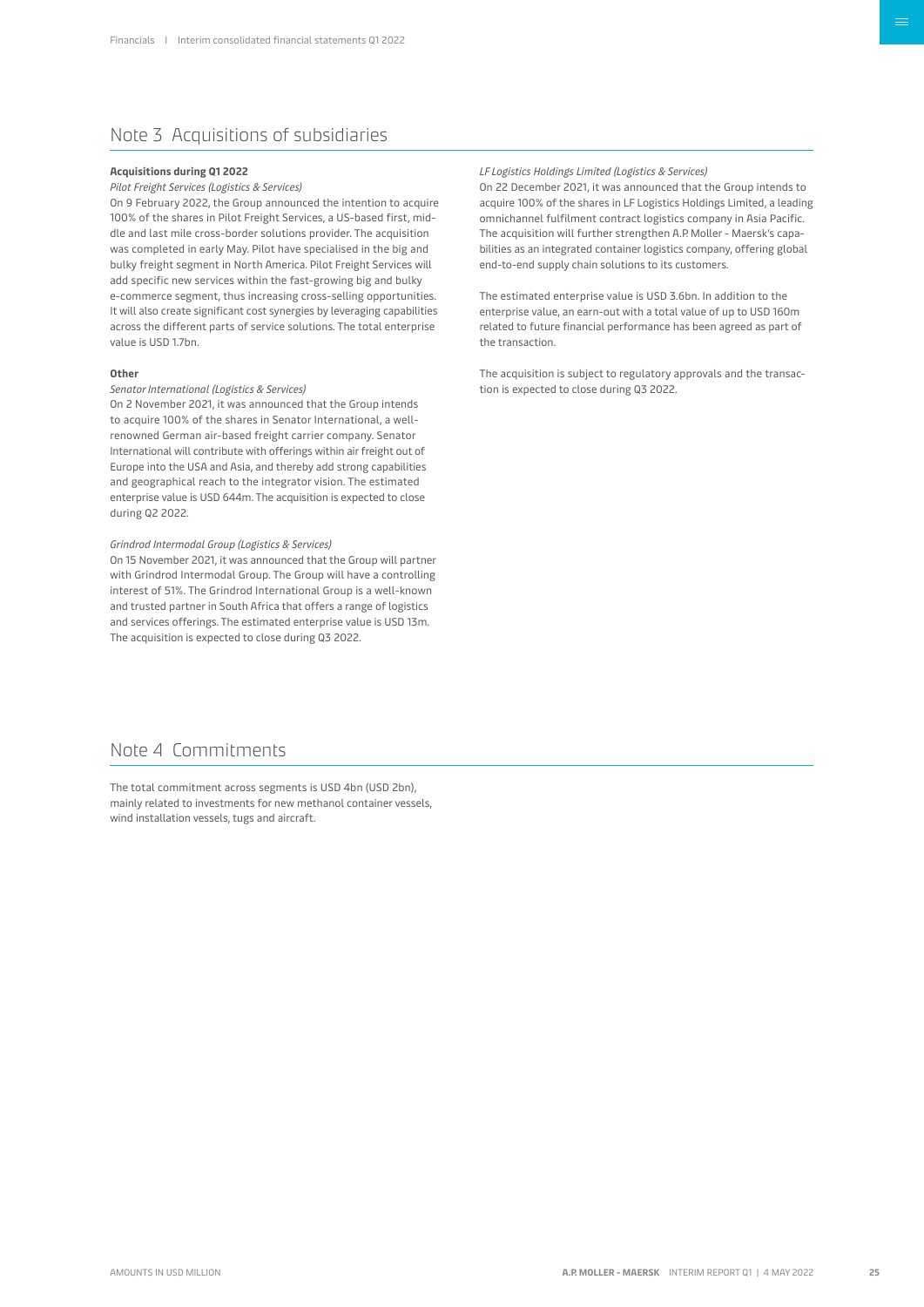## Note 3 Acquisitions of subsidiaries

**Acquisitions during Q1 2022**

*Pilot Freight Services (Logistics & Services)*

On 9 February 2022, the Group announced the intention to acquire 100% of the shares in Pilot Freight Services, a US-based first, middle and last mile cross-border solutions provider. The acquisition was completed in early May. Pilot have specialised in the big and bulky freight segment in North America. Pilot Freight Services will add specific new services within the fast-growing big and bulky e-commerce segment, thus increasing cross-selling opportunities. It will also create significant cost synergies by leveraging capabilities across the different parts of service solutions. The total enterprise value is USD 1.7bn.

**Other**

*Senator International (Logistics & Services)*

On 2 November 2021, it was announced that the Group intends to acquire 100% of the shares in Senator International, a well-renowned German air-based freight carrier company. Senator International will contribute with offerings within air freight out of Europe into the USA and Asia, and thereby add strong capabilities and geographical reach to the integrator vision. The estimated enterprise value is USD 644m. The acquisition is expected to close during Q2 2022.

*Grindrod Intermodal Group (Logistics & Services)*

On 15 November 2021, it was announced that the Group will partner with Grindrod Intermodal Group. The Group will have a controlling interest of 51%. The Grindrod International Group is a well-known and trusted partner in South Africa that offers a range of logistics and services offerings. The estimated enterprise value is USD 13m. The acquisition is expected to close during Q3 2022.

*LF Logistics Holdings Limited (Logistics & Services)*

On 22 December 2021, it was announced that the Group intends to acquire 100% of the shares in LF Logistics Holdings Limited, a leading omnichannel fulfilment contract logistics company in Asia Pacific. The acquisition will further strengthen A.P. Moller - Maersk's capabilities as an integrated container logistics company, offering global end-to-end supply chain solutions to its customers.

The estimated enterprise value is USD 3.6bn. In addition to the enterprise value, an earn-out with a total value of up to USD 160m related to future financial performance has been agreed as part of the transaction.

The acquisition is subject to regulatory approvals and the transaction is expected to close during Q3 2022.

## Note 4 Commitments

The total commitment across segments is USD 4bn (USD 2bn), mainly related to investments for new methanol container vessels, wind installation vessels, tugs and aircraft.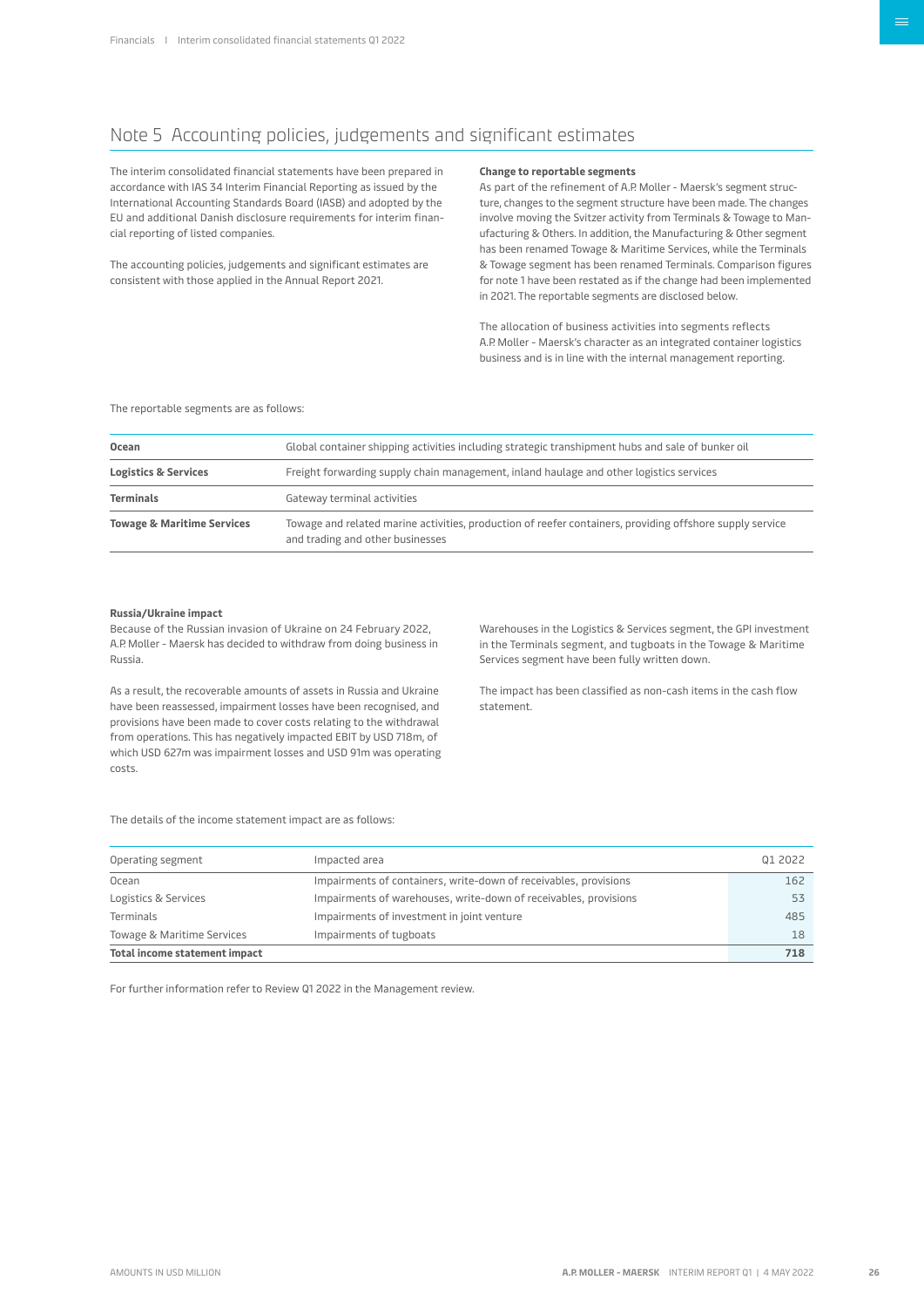## Note 5 Accounting policies, judgements and significant estimates

The interim consolidated financial statements have been prepared in accordance with IAS 34 Interim Financial Reporting as issued by the International Accounting Standards Board (IASB) and adopted by the EU and additional Danish disclosure requirements for interim financial reporting of listed companies.

The accounting policies, judgements and significant estimates are consistent with those applied in the Annual Report 2021.

**Change to reportable segments**

As part of the refinement of A.P. Moller - Maersk's segment structure, changes to the segment structure have been made. The changes involve moving the Svitzer activity from Terminals & Towage to Manufacturing & Others. In addition, the Manufacturing & Other segment has been renamed Towage & Maritime Services, while the Terminals & Towage segment has been renamed Terminals. Comparison figures for note 1 have been restated as if the change had been implemented in 2021. The reportable segments are disclosed below.

The allocation of business activities into segments reflects A.P. Moller - Maersk's character as an integrated container logistics business and is in line with the internal management reporting.

The reportable segments are as follows:

| | |
|---|---|
| **Ocean** | Global container shipping activities including strategic transhipment hubs and sale of bunker oil |
| **Logistics & Services** | Freight forwarding supply chain management, inland haulage and other logistics services |
| **Terminals** | Gateway terminal activities |
| **Towage & Maritime Services** | Towage and related marine activities, production of reefer containers, providing offshore supply service and trading and other businesses |

**Russia/Ukraine impact**

Because of the Russian invasion of Ukraine on 24 February 2022, A.P. Moller - Maersk has decided to withdraw from doing business in Russia.

As a result, the recoverable amounts of assets in Russia and Ukraine have been reassessed, impairment losses have been recognised, and provisions have been made to cover costs relating to the withdrawal from operations. This has negatively impacted EBIT by USD 718m, of which USD 627m was impairment losses and USD 91m was operating costs.

Warehouses in the Logistics & Services segment, the GPI investment in the Terminals segment, and tugboats in the Towage & Maritime Services segment have been fully written down.

The impact has been classified as non-cash items in the cash flow statement.

The details of the income statement impact are as follows:

| Operating segment | Impacted area | Q1 2022 |
|---|---|---|
| Ocean | Impairments of containers, write-down of receivables, provisions | 162 |
| Logistics & Services | Impairments of warehouses, write-down of receivables, provisions | 53 |
| Terminals | Impairments of investment in joint venture | 485 |
| Towage & Maritime Services | Impairments of tugboats | 18 |
| **Total income statement impact** | | **718** |

For further information refer to Review Q1 2022 in the Management review.

AMOUNTS IN USD MILLION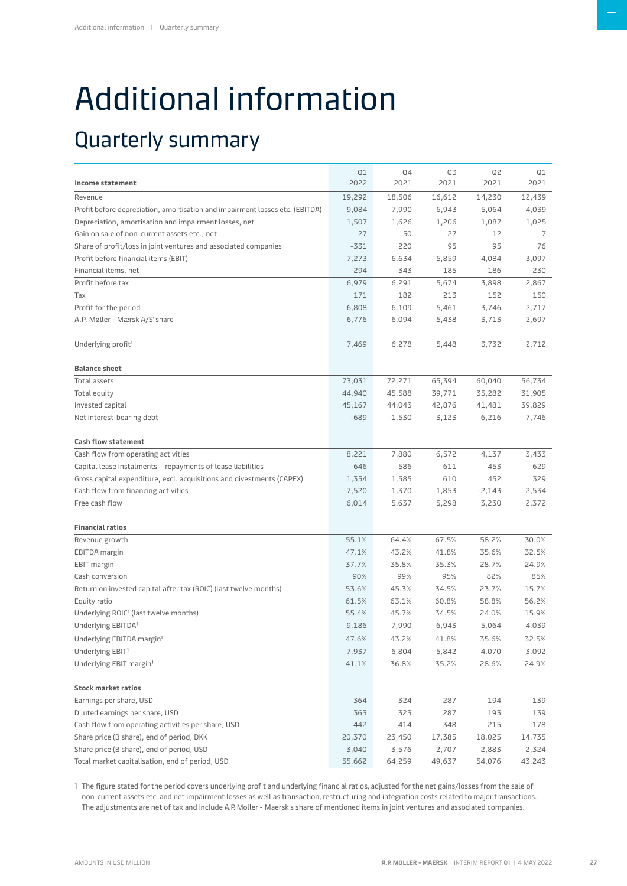# Additional information

## Quarterly summary

| Income statement | Q1 2022 | Q4 2021 | Q3 2021 | Q2 2021 | Q1 2021 |
|---|---|---|---|---|---|
| Revenue | 19,292 | 18,506 | 16,612 | 14,230 | 12,439 |
| Profit before depreciation, amortisation and impairment losses etc. (EBITDA) | 9,084 | 7,990 | 6,943 | 5,064 | 4,039 |
| Depreciation, amortisation and impairment losses, net | 1,507 | 1,626 | 1,206 | 1,087 | 1,025 |
| Gain on sale of non-current assets etc., net | 27 | 50 | 27 | 12 | 7 |
| Share of profit/loss in joint ventures and associated companies | -331 | 220 | 95 | 95 | 76 |
| Profit before financial items (EBIT) | 7,273 | 6,634 | 5,859 | 4,084 | 3,097 |
| Financial items, net | -294 | -343 | -185 | -186 | -230 |
| Profit before tax | 6,979 | 6,291 | 5,674 | 3,898 | 2,867 |
| Tax | 171 | 182 | 213 | 152 | 150 |
| Profit for the period | 6,808 | 6,109 | 5,461 | 3,746 | 2,717 |
| A.P. Møller - Mærsk A/S' share | 6,776 | 6,094 | 5,438 | 3,713 | 2,697 |
| Underlying profit[1] | 7,469 | 6,278 | 5,448 | 3,732 | 2,712 |
| **Balance sheet** | | | | | |
| Total assets | 73,031 | 72,271 | 65,394 | 60,040 | 56,734 |
| Total equity | 44,940 | 45,588 | 39,771 | 35,282 | 31,905 |
| Invested capital | 45,167 | 44,043 | 42,876 | 41,481 | 39,829 |
| Net interest-bearing debt | -689 | -1,530 | 3,123 | 6,216 | 7,746 |
| **Cash flow statement** | | | | | |
| Cash flow from operating activities | 8,221 | 7,880 | 6,572 | 4,137 | 3,433 |
| Capital lease instalments – repayments of lease liabilities | 646 | 586 | 611 | 453 | 629 |
| Gross capital expenditure, excl. acquisitions and divestments (CAPEX) | 1,354 | 1,585 | 610 | 452 | 329 |
| Cash flow from financing activities | -7,520 | -1,370 | -1,853 | -2,143 | -2,534 |
| Free cash flow | 6,014 | 5,637 | 5,298 | 3,230 | 2,372 |
| **Financial ratios** | | | | | |
| Revenue growth | 55.1% | 64.4% | 67.5% | 58.2% | 30.0% |
| EBITDA margin | 47.1% | 43.2% | 41.8% | 35.6% | 32.5% |
| EBIT margin | 37.7% | 35.8% | 35.3% | 28.7% | 24.9% |
| Cash conversion | 90% | 99% | 95% | 82% | 85% |
| Return on invested capital after tax (ROIC) (last twelve months) | 53.6% | 45.3% | 34.5% | 23.7% | 15.7% |
| Equity ratio | 61.5% | 63.1% | 60.8% | 58.8% | 56.2% |
| Underlying ROIC[1] (last twelve months) | 55.4% | 45.7% | 34.5% | 24.0% | 15.9% |
| Underlying EBITDA[1] | 9,186 | 7,990 | 6,943 | 5,064 | 4,039 |
| Underlying EBITDA margin[1] | 47.6% | 43.2% | 41.8% | 35.6% | 32.5% |
| Underlying EBIT[1] | 7,937 | 6,804 | 5,842 | 4,070 | 3,092 |
| Underlying EBIT margin[1] | 41.1% | 36.8% | 35.2% | 28.6% | 24.9% |
| **Stock market ratios** | | | | | |
| Earnings per share, USD | 364 | 324 | 287 | 194 | 139 |
| Diluted earnings per share, USD | 363 | 323 | 287 | 193 | 139 |
| Cash flow from operating activities per share, USD | 442 | 414 | 348 | 215 | 178 |
| Share price (B share), end of period, DKK | 20,370 | 23,450 | 17,385 | 18,025 | 14,735 |
| Share price (B share), end of period, USD | 3,040 | 3,576 | 2,707 | 2,883 | 2,324 |
| Total market capitalisation, end of period, USD | 55,662 | 64,259 | 49,637 | 54,076 | 43,243 |

1 The figure stated for the period covers underlying profit and underlying financial ratios, adjusted for the net gains/losses from the sale of non-current assets etc. and net impairment losses as well as transaction, restructuring and integration costs related to major transactions. The adjustments are net of tax and include A.P. Moller - Maersk's share of mentioned items in joint ventures and associated companies.

AMOUNTS IN USD MILLION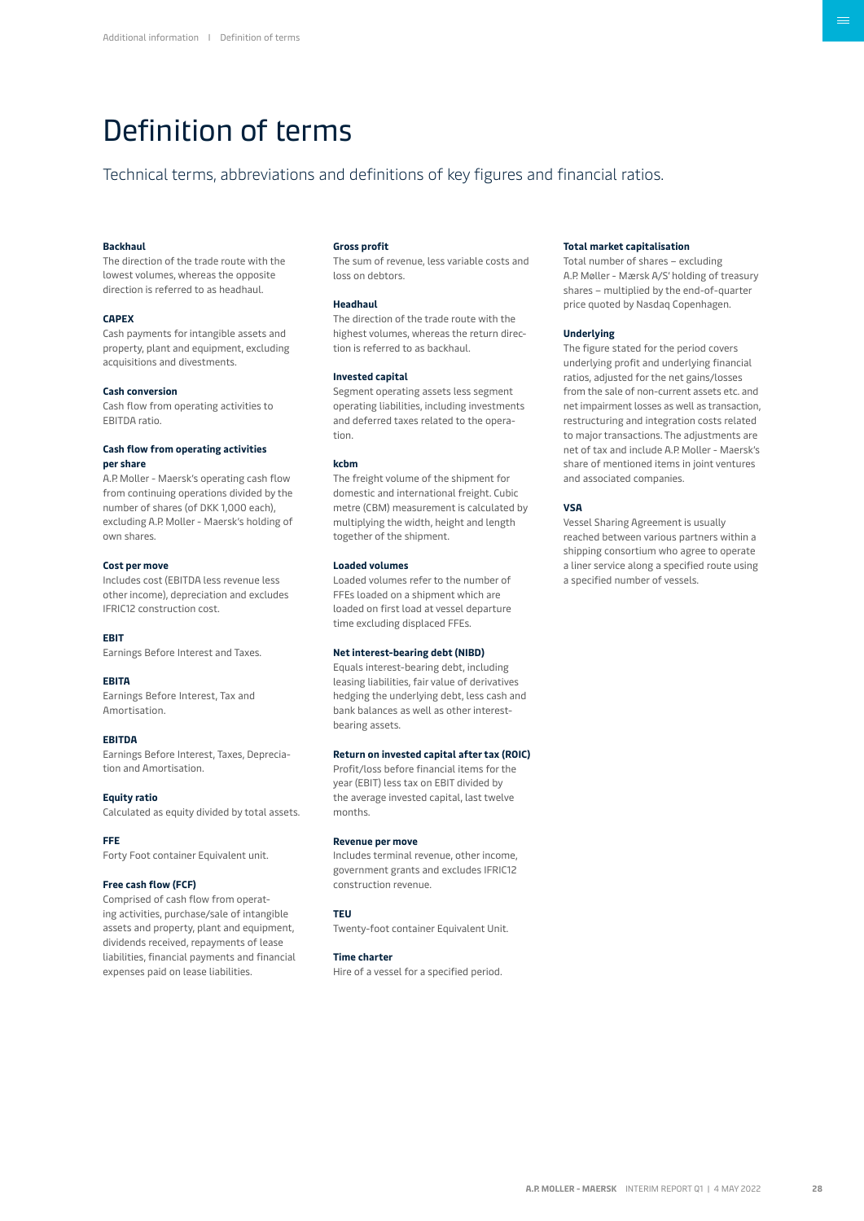# Definition of terms

Technical terms, abbreviations and definitions of key figures and financial ratios.

**Backhaul**
The direction of the trade route with the lowest volumes, whereas the opposite direction is referred to as headhaul.

**CAPEX**
Cash payments for intangible assets and property, plant and equipment, excluding acquisitions and divestments.

**Cash conversion**
Cash flow from operating activities to EBITDA ratio.

**Cash flow from operating activities per share**
A.P. Moller - Maersk's operating cash flow from continuing operations divided by the number of shares (of DKK 1,000 each), excluding A.P. Moller - Maersk's holding of own shares.

**Cost per move**
Includes cost (EBITDA less revenue less other income), depreciation and excludes IFRIC12 construction cost.

**EBIT**
Earnings Before Interest and Taxes.

**EBITA**
Earnings Before Interest, Tax and Amortisation.

**EBITDA**
Earnings Before Interest, Taxes, Depreciation and Amortisation.

**Equity ratio**
Calculated as equity divided by total assets.

**FFE**
Forty Foot container Equivalent unit.

**Free cash flow (FCF)**
Comprised of cash flow from operating activities, purchase/sale of intangible assets and property, plant and equipment, dividends received, repayments of lease liabilities, financial payments and financial expenses paid on lease liabilities.

**Gross profit**
The sum of revenue, less variable costs and loss on debtors.

**Headhaul**
The direction of the trade route with the highest volumes, whereas the return direction is referred to as backhaul.

**Invested capital**
Segment operating assets less segment operating liabilities, including investments and deferred taxes related to the operation.

**kcbm**
The freight volume of the shipment for domestic and international freight. Cubic metre (CBM) measurement is calculated by multiplying the width, height and length together of the shipment.

**Loaded volumes**
Loaded volumes refer to the number of FFEs loaded on a shipment which are loaded on first load at vessel departure time excluding displaced FFEs.

**Net interest-bearing debt (NIBD)**
Equals interest-bearing debt, including leasing liabilities, fair value of derivatives hedging the underlying debt, less cash and bank balances as well as other interest-bearing assets.

**Return on invested capital after tax (ROIC)**
Profit/loss before financial items for the year (EBIT) less tax on EBIT divided by the average invested capital, last twelve months.

**Revenue per move**
Includes terminal revenue, other income, government grants and excludes IFRIC12 construction revenue.

**TEU**
Twenty-foot container Equivalent Unit.

**Time charter**
Hire of a vessel for a specified period.

**Total market capitalisation**
Total number of shares – excluding A.P. Møller - Mærsk A/S' holding of treasury shares – multiplied by the end-of-quarter price quoted by Nasdaq Copenhagen.

**Underlying**
The figure stated for the period covers underlying profit and underlying financial ratios, adjusted for the net gains/losses from the sale of non-current assets etc. and net impairment losses as well as transaction, restructuring and integration costs related to major transactions. The adjustments are net of tax and include A.P. Moller - Maersk's share of mentioned items in joint ventures and associated companies.

**VSA**
Vessel Sharing Agreement is usually reached between various partners within a shipping consortium who agree to operate a liner service along a specified route using a specified number of vessels.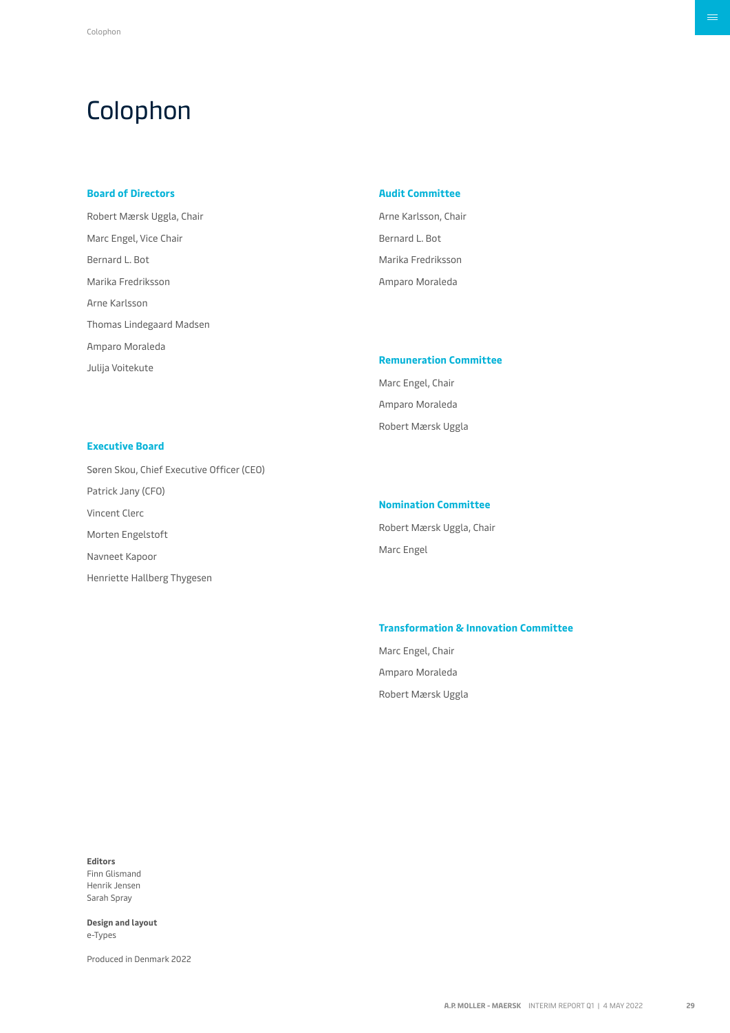# Colophon

### Board of Directors

Robert Mærsk Uggla, Chair

Marc Engel, Vice Chair

Bernard L. Bot

Marika Fredriksson

Arne Karlsson

Thomas Lindegaard Madsen

Amparo Moraleda

Julija Voitekute

### Executive Board

Søren Skou, Chief Executive Officer (CEO)

Patrick Jany (CFO)

Vincent Clerc

Morten Engelstoft

Navneet Kapoor

Henriette Hallberg Thygesen

### Audit Committee

Arne Karlsson, Chair

Bernard L. Bot

Marika Fredriksson

Amparo Moraleda

### Remuneration Committee

Marc Engel, Chair

Amparo Moraleda

Robert Mærsk Uggla

### Nomination Committee

Robert Mærsk Uggla, Chair

Marc Engel

### Transformation & Innovation Committee

Marc Engel, Chair

Amparo Moraleda

Robert Mærsk Uggla

**Editors**
Finn Glismand
Henrik Jensen
Sarah Spray

**Design and layout**
e-Types

Produced in Denmark 2022